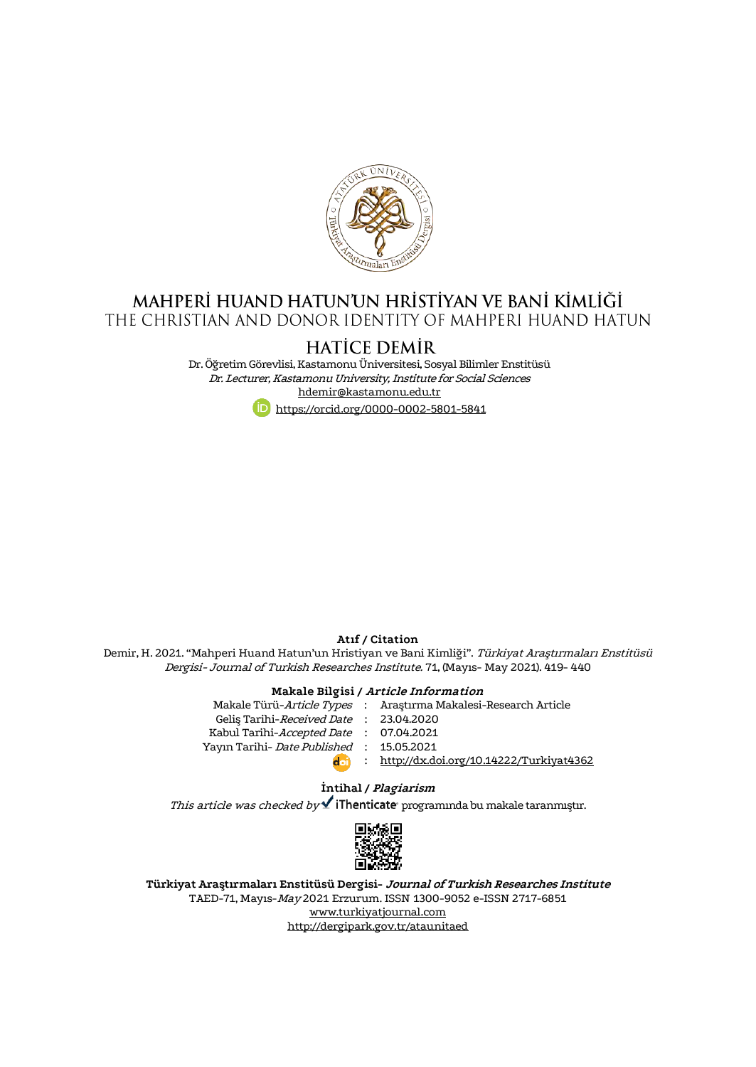# MAHPERİ HUAND HATUN'UN HRİSTİYAN VE BANİ KİMLİĞİ

## THE CHRISTIAN AND DONOR IDENTITY OF MAHPERI HUAND HATUN

### HATİCE DEMİR

Dr. Öğretim Görevlisi, Kastamonu Üniversitesi, Sosyal Bilimler Enstitüsü

*Dr. Lecturer, Kastamonu University, Institute for Social Sciences*

hdemir@kastamonu.edu.tr

https://orcid.org/0000-0002-5801-5841

**Atıf / Citation**

Demir, H. 2021. "Mahperi Huand Hatun'un Hristiyan ve Bani Kimliği". *Türkiyat Araştırmaları Enstitüsü Dergisi- Journal of Turkish Researches Institute*. 71, (Mayıs- May 2021). 419- 440

**Makale Bilgisi / *Article Information***

| | | |
|---|---|---|
| Makale Türü-*Article Types* | : | Araştırma Makalesi-Research Article |
| Geliş Tarihi-*Received Date* | : | 23.04.2020 |
| Kabul Tarihi-*Accepted Date* | : | 07.04.2021 |
| Yayın Tarihi- *Date Published* | : | 15.05.2021 |
| doi | : | http://dx.doi.org/10.14222/Turkiyat4362 |

**İntihal / *Plagiarism***

*This article was checked by* iThenticate programında bu makale taranmıştır.

**Türkiyat Araştırmaları Enstitüsü Dergisi- *Journal of Turkish Researches Institute***

TAED-71, Mayıs-*May* 2021 Erzurum. ISSN 1300-9052 e-ISSN 2717-6851

www.turkiyatjournal.com

http://dergipark.gov.tr/ataunitaed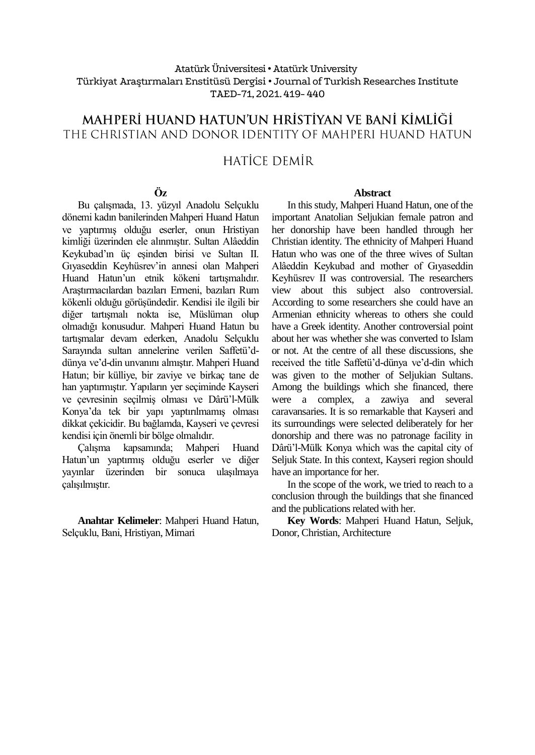Atatürk Üniversitesi • Atatürk University
Türkiyat Araştırmaları Enstitüsü Dergisi • Journal of Turkish Researches Institute
TAED-71, 2021. 419- 440

# MAHPERİ HUAND HATUN'UN HRİSTİYAN VE BANİ KİMLİĞİ

## THE CHRISTIAN AND DONOR IDENTITY OF MAHPERI HUAND HATUN

### HATİCE DEMİR

**Öz**

Bu çalışmada, 13. yüzyıl Anadolu Selçuklu dönemi kadın banilerinden Mahperi Huand Hatun ve yaptırmış olduğu eserler, onun Hristiyan kimliği üzerinden ele alınmıştır. Sultan Alâeddin Keykubad'ın üç eşinden birisi ve Sultan II. Gıyaseddin Keyhüsrev'in annesi olan Mahperi Huand Hatun'un etnik kökeni tartışmalıdır. Araştırmacılardan bazıları Ermeni, bazıları Rum kökenli olduğu görüşündedir. Kendisi ile ilgili bir diğer tartışmalı nokta ise, Müslüman olup olmadığı konusudur. Mahperi Huand Hatun bu tartışmalar devam ederken, Anadolu Selçuklu Sarayında sultan annelerine verilen Saffetü'd-dünya ve'd-din unvanını almıştır. Mahperi Huand Hatun; bir külliye, bir zaviye ve birkaç tane de han yaptırmıştır. Yapıların yer seçiminde Kayseri ve çevresinin seçilmiş olması ve Dârü'l-Mülk Konya'da tek bir yapı yaptırılmamış olması dikkat çekicidir. Bu bağlamda, Kayseri ve çevresi kendisi için önemli bir bölge olmalıdır.

Çalışma kapsamında; Mahperi Huand Hatun'un yaptırmış olduğu eserler ve diğer yayınlar üzerinden bir sonuca ulaşılmaya çalışılmıştır.

**Anahtar Kelimeler**: Mahperi Huand Hatun, Selçuklu, Bani, Hristiyan, Mimari

**Abstract**

In this study, Mahperi Huand Hatun, one of the important Anatolian Seljukian female patron and her donorship have been handled through her Christian identity. The ethnicity of Mahperi Huand Hatun who was one of the three wives of Sultan Alâeddin Keykubad and mother of Gıyaseddin Keyhüsrev II was controversial. The researchers view about this subject also controversial. According to some researchers she could have an Armenian ethnicity whereas to others she could have a Greek identity. Another controversial point about her was whether she was converted to Islam or not. At the centre of all these discussions, she received the title Saffetü'd-dünya ve'd-din which was given to the mother of Seljukian Sultans. Among the buildings which she financed, there were a complex, a zawiya and several caravansaries. It is so remarkable that Kayseri and its surroundings were selected deliberately for her donorship and there was no patronage facility in Dârü'l-Mülk Konya which was the capital city of Seljuk State. In this context, Kayseri region should have an importance for her.

In the scope of the work, we tried to reach to a conclusion through the buildings that she financed and the publications related with her.

**Key Words**: Mahperi Huand Hatun, Seljuk, Donor, Christian, Architecture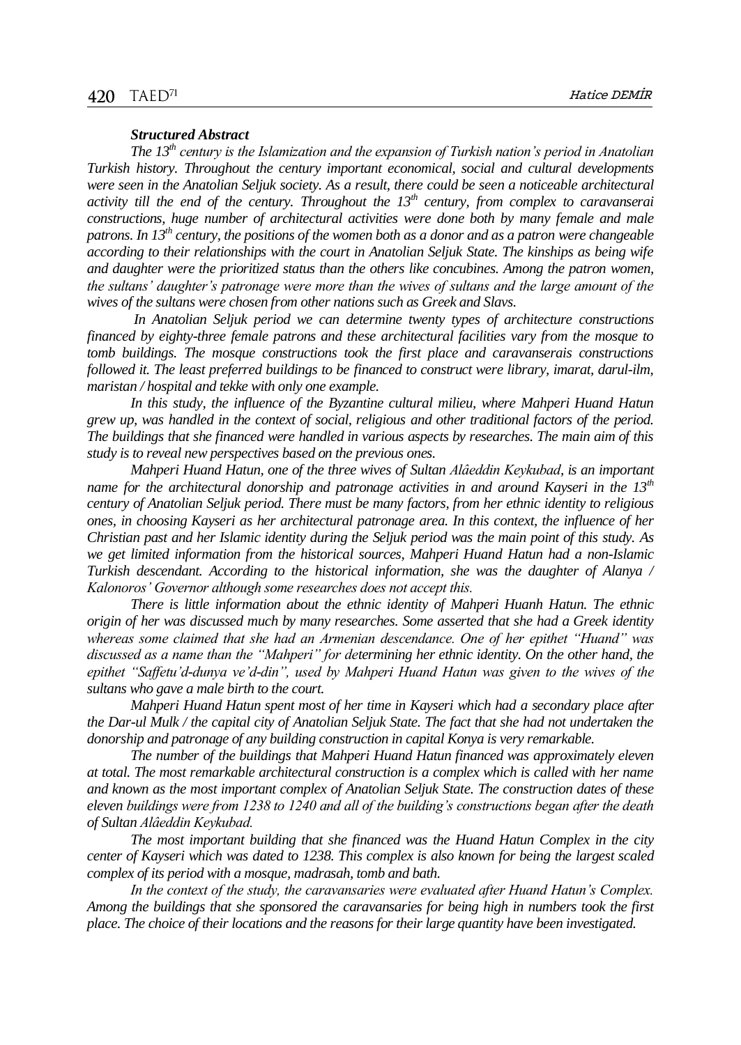***Structured Abstract***

*The 13th century is the Islamization and the expansion of Turkish nation's period in Anatolian Turkish history. Throughout the century important economical, social and cultural developments were seen in the Anatolian Seljuk society. As a result, there could be seen a noticeable architectural activity till the end of the century. Throughout the 13th century, from complex to caravanserai constructions, huge number of architectural activities were done both by many female and male patrons. In 13th century, the positions of the women both as a donor and as a patron were changeable according to their relationships with the court in Anatolian Seljuk State. The kinships as being wife and daughter were the prioritized status than the others like concubines. Among the patron women, the sultans' daughter's patronage were more than the wives of sultans and the large amount of the wives of the sultans were chosen from other nations such as Greek and Slavs.*

*In Anatolian Seljuk period we can determine twenty types of architecture constructions financed by eighty-three female patrons and these architectural facilities vary from the mosque to tomb buildings. The mosque constructions took the first place and caravanserais constructions followed it. The least preferred buildings to be financed to construct were library, imarat, darul-ilm, maristan / hospital and tekke with only one example.*

*In this study, the influence of the Byzantine cultural milieu, where Mahperi Huand Hatun grew up, was handled in the context of social, religious and other traditional factors of the period. The buildings that she financed were handled in various aspects by researches. The main aim of this study is to reveal new perspectives based on the previous ones.*

*Mahperi Huand Hatun, one of the three wives of Sultan Alâeddin Keykubad, is an important name for the architectural donorship and patronage activities in and around Kayseri in the 13th century of Anatolian Seljuk period. There must be many factors, from her ethnic identity to religious ones, in choosing Kayseri as her architectural patronage area. In this context, the influence of her Christian past and her Islamic identity during the Seljuk period was the main point of this study. As we get limited information from the historical sources, Mahperi Huand Hatun had a non-Islamic Turkish descendant. According to the historical information, she was the daughter of Alanya / Kalonoros' Governor although some researches does not accept this.*

*There is little information about the ethnic identity of Mahperi Huanh Hatun. The ethnic origin of her was discussed much by many researches. Some asserted that she had a Greek identity whereas some claimed that she had an Armenian descendance. One of her epithet "Huand" was discussed as a name than the "Mahperi" for determining her ethnic identity. On the other hand, the epithet "Saffetu'd-dunya ve'd-din", used by Mahperi Huand Hatun was given to the wives of the sultans who gave a male birth to the court.*

*Mahperi Huand Hatun spent most of her time in Kayseri which had a secondary place after the Dar-ul Mulk / the capital city of Anatolian Seljuk State. The fact that she had not undertaken the donorship and patronage of any building construction in capital Konya is very remarkable.*

*The number of the buildings that Mahperi Huand Hatun financed was approximately eleven at total. The most remarkable architectural construction is a complex which is called with her name and known as the most important complex of Anatolian Seljuk State. The construction dates of these eleven buildings were from 1238 to 1240 and all of the building's constructions began after the death of Sultan Alâeddin Keykubad.*

*The most important building that she financed was the Huand Hatun Complex in the city center of Kayseri which was dated to 1238. This complex is also known for being the largest scaled complex of its period with a mosque, madrasah, tomb and bath.*

*In the context of the study, the caravansaries were evaluated after Huand Hatun's Complex. Among the buildings that she sponsored the caravansaries for being high in numbers took the first place. The choice of their locations and the reasons for their large quantity have been investigated.*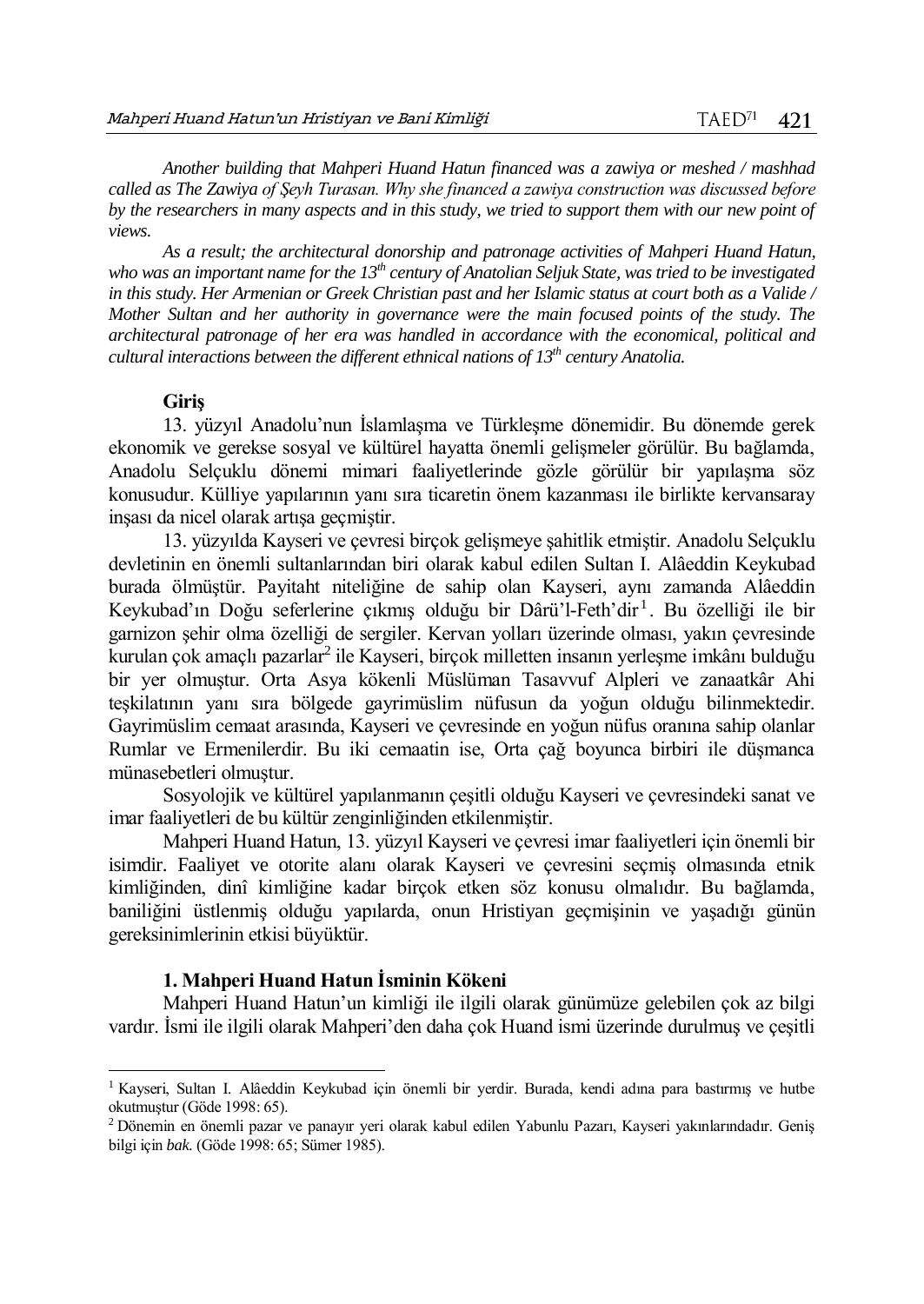*Another building that Mahperi Huand Hatun financed was a zawiya or meshed / mashhad called as The Zawiya of Şeyh Turasan. Why she financed a zawiya construction was discussed before by the researchers in many aspects and in this study, we tried to support them with our new point of views.*

*As a result; the architectural donorship and patronage activities of Mahperi Huand Hatun, who was an important name for the 13th century of Anatolian Seljuk State, was tried to be investigated in this study. Her Armenian or Greek Christian past and her Islamic status at court both as a Valide / Mother Sultan and her authority in governance were the main focused points of the study. The architectural patronage of her era was handled in accordance with the economical, political and cultural interactions between the different ethnical nations of 13th century Anatolia.*

## Giriş

13. yüzyıl Anadolu'nun İslamlaşma ve Türkleşme dönemidir. Bu dönemde gerek ekonomik ve gerekse sosyal ve kültürel hayatta önemli gelişmeler görülür. Bu bağlamda, Anadolu Selçuklu dönemi mimari faaliyetlerinde gözle görülür bir yapılaşma söz konusudur. Külliye yapılarının yanı sıra ticaretin önem kazanması ile birlikte kervansaray inşası da nicel olarak artışa geçmiştir.

13. yüzyılda Kayseri ve çevresi birçok gelişmeye şahitlik etmiştir. Anadolu Selçuklu devletinin en önemli sultanlarından biri olarak kabul edilen Sultan I. Alâeddin Keykubad burada ölmüştür. Payitaht niteliğine de sahip olan Kayseri, aynı zamanda Alâeddin Keykubad'ın Doğu seferlerine çıkmış olduğu bir Dârü'l-Feth'dir[1]. Bu özelliği ile bir garnizon şehir olma özelliği de sergiler. Kervan yolları üzerinde olması, yakın çevresinde kurulan çok amaçlı pazarlar[2] ile Kayseri, birçok milletten insanın yerleşme imkânı bulduğu bir yer olmuştur. Orta Asya kökenli Müslüman Tasavvuf Alpleri ve zanaatkâr Ahi teşkilatının yanı sıra bölgede gayrimüslim nüfusun da yoğun olduğu bilinmektedir. Gayrimüslim cemaat arasında, Kayseri ve çevresinde en yoğun nüfus oranına sahip olanlar Rumlar ve Ermenilerdir. Bu iki cemaatin ise, Orta çağ boyunca birbiri ile düşmanca münasebetleri olmuştur.

Sosyolojik ve kültürel yapılanmanın çeşitli olduğu Kayseri ve çevresindeki sanat ve imar faaliyetleri de bu kültür zenginliğinden etkilenmiştir.

Mahperi Huand Hatun, 13. yüzyıl Kayseri ve çevresi imar faaliyetleri için önemli bir isimdir. Faaliyet ve otorite alanı olarak Kayseri ve çevresini seçmiş olmasında etnik kimliğinden, dinî kimliğine kadar birçok etken söz konusu olmalıdır. Bu bağlamda, baniliğini üstlenmiş olduğu yapılarda, onun Hristiyan geçmişinin ve yaşadığı günün gereksinimlerinin etkisi büyüktür.

## 1. Mahperi Huand Hatun İsminin Kökeni

Mahperi Huand Hatun'un kimliği ile ilgili olarak günümüze gelebilen çok az bilgi vardır. İsmi ile ilgili olarak Mahperi'den daha çok Huand ismi üzerinde durulmuş ve çeşitli

---

[1] Kayseri, Sultan I. Alâeddin Keykubad için önemli bir yerdir. Burada, kendi adına para bastırmış ve hutbe okutmuştur (Göde 1998: 65).

[2] Dönemin en önemli pazar ve panayır yeri olarak kabul edilen Yabunlu Pazarı, Kayseri yakınlarındadır. Geniş bilgi için *bak.* (Göde 1998: 65; Sümer 1985).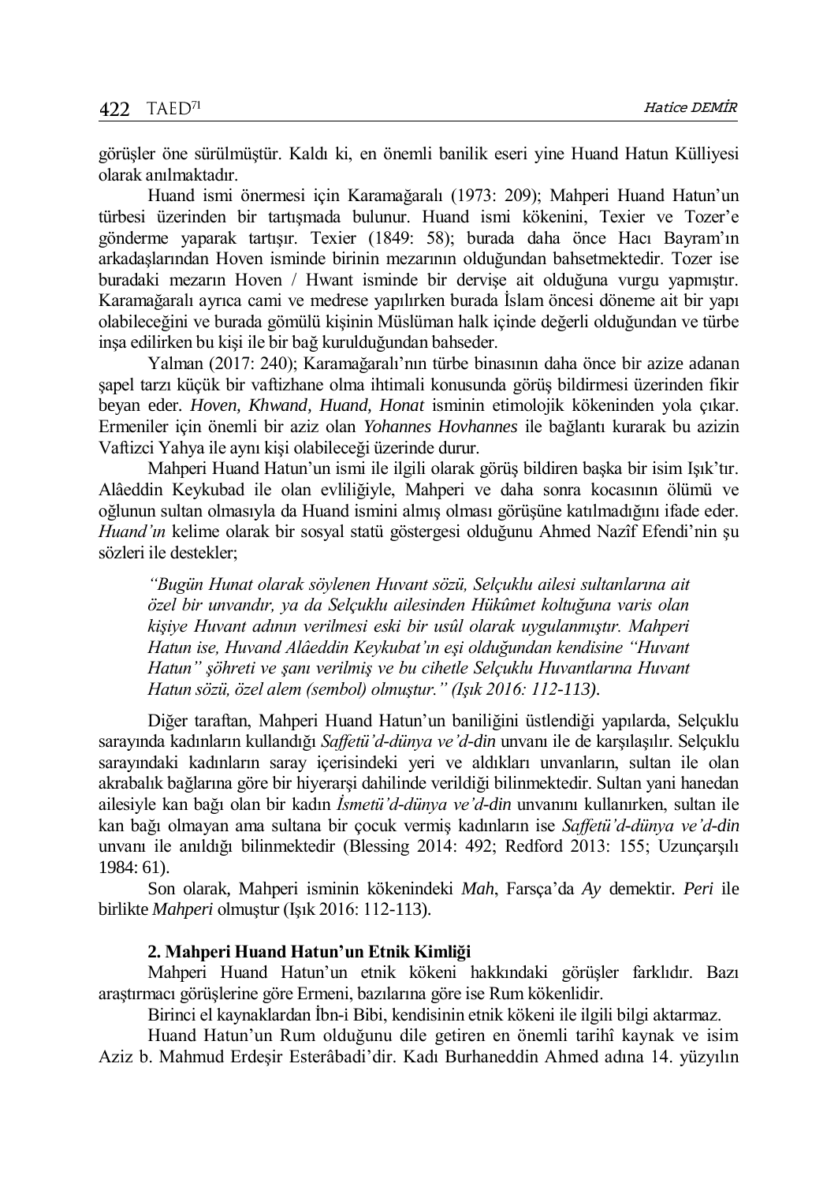görüşler öne sürülmüştür. Kaldı ki, en önemli banilik eseri yine Huand Hatun Külliyesi olarak anılmaktadır.

Huand ismi önermesi için Karamağaralı (1973: 209); Mahperi Huand Hatun'un türbesi üzerinden bir tartışmada bulunur. Huand ismi kökenini, Texier ve Tozer'e gönderme yaparak tartışır. Texier (1849: 58); burada daha önce Hacı Bayram'ın arkadaşlarından Hoven isminde birinin mezarının olduğundan bahsetmektedir. Tozer ise buradaki mezarın Hoven / Hwant isminde bir dervişe ait olduğuna vurgu yapmıştır. Karamağaralı ayrıca cami ve medrese yapılırken burada İslam öncesi döneme ait bir yapı olabileceğini ve burada gömülü kişinin Müslüman halk içinde değerli olduğundan ve türbe inşa edilirken bu kişi ile bir bağ kurulduğundan bahseder.

Yalman (2017: 240); Karamağaralı'nın türbe binasının daha önce bir azize adanan şapel tarzı küçük bir vaftizhane olma ihtimali konusunda görüş bildirmesi üzerinden fikir beyan eder. *Hoven, Khwand, Huand, Honat* isminin etimolojik kökeninden yola çıkar. Ermeniler için önemli bir aziz olan *Yohannes Hovhannes* ile bağlantı kurarak bu azizin Vaftizci Yahya ile aynı kişi olabileceği üzerinde durur.

Mahperi Huand Hatun'un ismi ile ilgili olarak görüş bildiren başka bir isim Işık'tır. Alâeddin Keykubad ile olan evliliğiyle, Mahperi ve daha sonra kocasının ölümü ve oğlunun sultan olmasıyla da Huand ismini almış olması görüşüne katılmadığını ifade eder. *Huand'ın* kelime olarak bir sosyal statü göstergesi olduğunu Ahmed Nazîf Efendi'nin şu sözleri ile destekler;

> *"Bugün Hunat olarak söylenen Huvant sözü, Selçuklu ailesi sultanlarına ait özel bir unvandır, ya da Selçuklu ailesinden Hükûmet koltuğuna varis olan kişiye Huvant adının verilmesi eski bir usûl olarak uygulanmıştır. Mahperi Hatun ise, Huvand Alâeddin Keykubat'ın eşi olduğundan kendisine "Huvant Hatun" şöhreti ve şanı verilmiş ve bu cihetle Selçuklu Huvantlarına Huvant Hatun sözü, özel alem (sembol) olmuştur." (Işık 2016: 112-113).*

Diğer taraftan, Mahperi Huand Hatun'un baniliğini üstlendiği yapılarda, Selçuklu sarayında kadınların kullandığı *Saffetü'd-dünya ve'd-din* unvanı ile de karşılaşılır. Selçuklu sarayındaki kadınların saray içerisindeki yeri ve aldıkları unvanların, sultan ile olan akrabalık bağlarına göre bir hiyerarşi dahilinde verildiği bilinmektedir. Sultan yani hanedan ailesiyle kan bağı olan bir kadın *İsmetü'd-dünya ve'd-din* unvanını kullanırken, sultan ile kan bağı olmayan ama sultana bir çocuk vermiş kadınların ise *Saffetü'd-dünya ve'd-din* unvanı ile anıldığı bilinmektedir (Blessing 2014: 492; Redford 2013: 155; Uzunçarşılı 1984: 61).

Son olarak, Mahperi isminin kökenindeki *Mah*, Farsça'da *Ay* demektir. *Peri* ile birlikte *Mahperi* olmuştur (Işık 2016: 112-113).

## 2. Mahperi Huand Hatun'un Etnik Kimliği

Mahperi Huand Hatun'un etnik kökeni hakkındaki görüşler farklıdır. Bazı araştırmacı görüşlerine göre Ermeni, bazılarına göre ise Rum kökenlidir.

Birinci el kaynaklardan İbn-i Bibi, kendisinin etnik kökeni ile ilgili bilgi aktarmaz.

Huand Hatun'un Rum olduğunu dile getiren en önemli tarihî kaynak ve isim Aziz b. Mahmud Erdeşir Esterâbadi'dir. Kadı Burhaneddin Ahmed adına 14. yüzyılın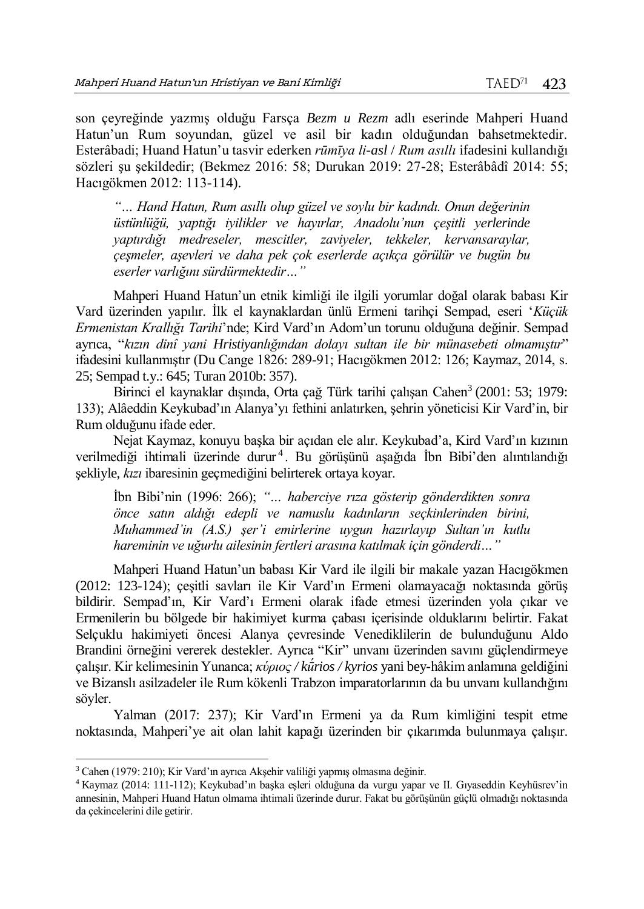son çeyreğinde yazmış olduğu Farsça *Bezm u Rezm* adlı eserinde Mahperi Huand Hatun'un Rum soyundan, güzel ve asil bir kadın olduğundan bahsetmektedir. Esterâbadi; Huand Hatun'u tasvir ederken *rūmīya li-asl* / *Rum asıllı* ifadesini kullandığı sözleri şu şekildedir; (Bekmez 2016: 58; Durukan 2019: 27-28; Esterâbâdî 2014: 55; Hacıgökmen 2012: 113-114).

> *"… Hand Hatun, Rum asıllı olup güzel ve soylu bir kadındı. Onun değerinin üstünlüğü, yaptığı iyilikler ve hayırlar, Anadolu'nun çeşitli yerlerinde yaptırdığı medreseler, mescitler, zaviyeler, tekkeler, kervansaraylar, çeşmeler, aşevleri ve daha pek çok eserlerde açıkça görülür ve bugün bu eserler varlığını sürdürmektedir…"*

Mahperi Huand Hatun'un etnik kimliği ile ilgili yorumlar doğal olarak babası Kir Vard üzerinden yapılır. İlk el kaynaklardan ünlü Ermeni tarihçi Sempad, eseri '*Küçük Ermenistan Krallığı Tarihi*'nde; Kird Vard'ın Adom'un torunu olduğuna değinir. Sempad ayrıca, "*kızın dinî yani Hristiyanlığından dolayı sultan ile bir münasebeti olmamıştır*" ifadesini kullanmıştır (Du Cange 1826: 289-91; Hacıgökmen 2012: 126; Kaymaz, 2014, s. 25; Sempad t.y.: 645; Turan 2010b: 357).

Birinci el kaynaklar dışında, Orta çağ Türk tarihi çalışan Cahen[3] (2001: 53; 1979: 133); Alâeddin Keykubad'ın Alanya'yı fethini anlatırken, şehrin yöneticisi Kir Vard'in, bir Rum olduğunu ifade eder.

Nejat Kaymaz, konuyu başka bir açıdan ele alır. Keykubad'a, Kird Vard'ın kızının verilmediği ihtimali üzerinde durur[4]. Bu görüşünü aşağıda İbn Bibi'den alıntılandığı şekliyle, *kızı* ibaresinin geçmediğini belirterek ortaya koyar.

> İbn Bibi'nin (1996: 266); *"… haberciye rıza gösterip gönderdikten sonra önce satın aldığı edepli ve namuslu kadınların seçkinlerinden birini, Muhammed'in (A.S.) şer'i emirlerine uygun hazırlayıp Sultan'ın kutlu hareminin ve uğurlu ailesinin fertleri arasına katılmak için gönderdi…"*

Mahperi Huand Hatun'un babası Kir Vard ile ilgili bir makale yazan Hacıgökmen (2012: 123-124); çeşitli savları ile Kir Vard'ın Ermeni olamayacağı noktasında görüş bildirir. Sempad'ın, Kir Vard'ı Ermeni olarak ifade etmesi üzerinden yola çıkar ve Ermenilerin bu bölgede bir hakimiyet kurma çabası içerisinde olduklarını belirtir. Fakat Selçuklu hakimiyeti öncesi Alanya çevresinde Venediklilerin de bulunduğunu Aldo Brandini örneğini vererek destekler. Ayrıca "Kir" unvanı üzerinden savını güçlendirmeye çalışır. Kir kelimesinin Yunanca; *κύριος / kū́rios / kyrios* yani bey-hâkim anlamına geldiğini ve Bizanslı asilzadeler ile Rum kökenli Trabzon imparatorlarının da bu unvanı kullandığını söyler.

Yalman (2017: 237); Kir Vard'ın Ermeni ya da Rum kimliğini tespit etme noktasında, Mahperi'ye ait olan lahit kapağı üzerinden bir çıkarımda bulunmaya çalışır.

---

[3] Cahen (1979: 210); Kir Vard'ın ayrıca Akşehir valiliği yapmış olmasına değinir.

[4] Kaymaz (2014: 111-112); Keykubad'ın başka eşleri olduğuna da vurgu yapar ve II. Gıyaseddin Keyhüsrev'in annesinin, Mahperi Huand Hatun olmama ihtimali üzerinde durur. Fakat bu görüşünün güçlü olmadığı noktasında da çekincelerini dile getirir.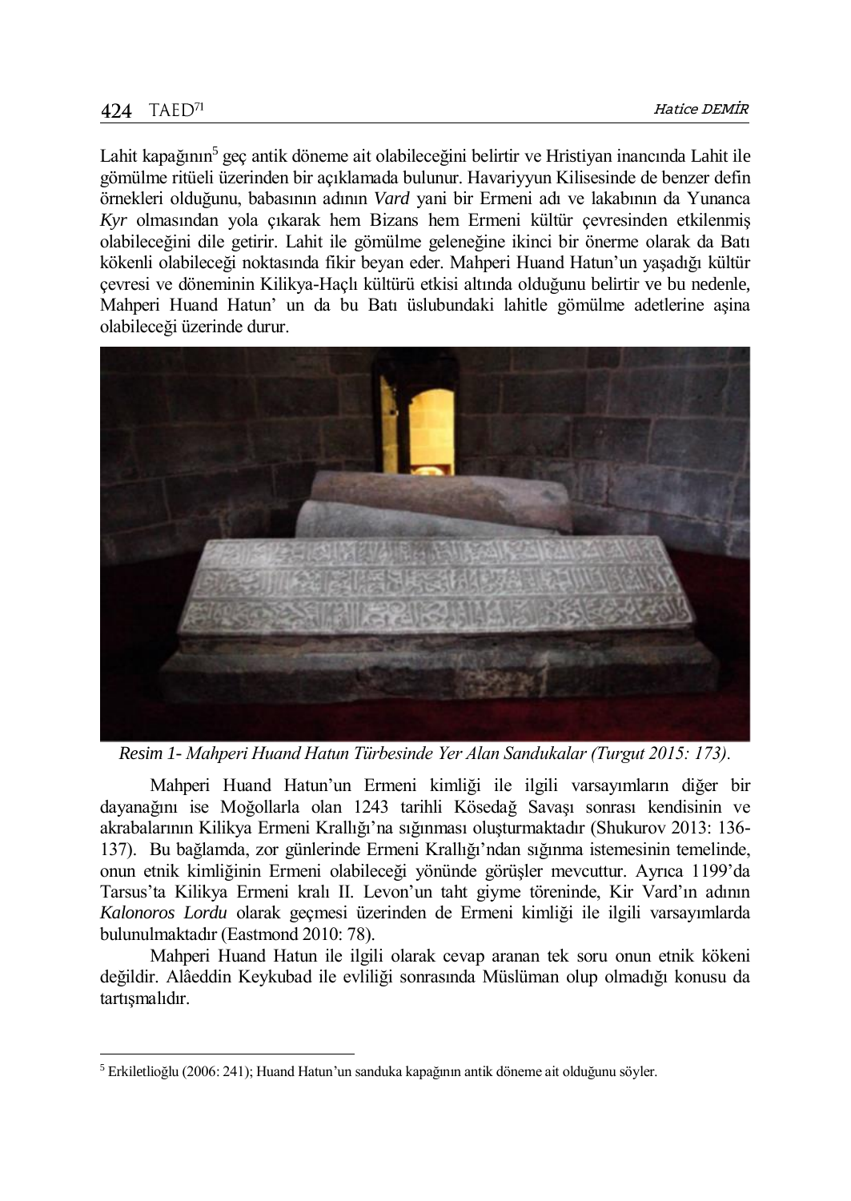Lahit kapağının[5] geç antik döneme ait olabileceğini belirtir ve Hristiyan inancında Lahit ile gömülme ritüeli üzerinden bir açıklamada bulunur. Havariyyun Kilisesinde de benzer defin örnekleri olduğunu, babasının adının *Vard* yani bir Ermeni adı ve lakabının da Yunanca *Kyr* olmasından yola çıkarak hem Bizans hem Ermeni kültür çevresinden etkilenmiş olabileceğini dile getirir. Lahit ile gömülme geleneğine ikinci bir önerme olarak da Batı kökenli olabileceği noktasında fikir beyan eder. Mahperi Huand Hatun'un yaşadığı kültür çevresi ve döneminin Kilikya-Haçlı kültürü etkisi altında olduğunu belirtir ve bu nedenle, Mahperi Huand Hatun' un da bu Batı üslubundaki lahitle gömülme adetlerine aşina olabileceği üzerinde durur.

*Resim 1- Mahperi Huand Hatun Türbesinde Yer Alan Sandukalar (Turgut 2015: 173).*

Mahperi Huand Hatun'un Ermeni kimliği ile ilgili varsayımların diğer bir dayanağını ise Moğollarla olan 1243 tarihli Kösedağ Savaşı sonrası kendisinin ve akrabalarının Kilikya Ermeni Krallığı'na sığınması oluşturmaktadır (Shukurov 2013: 136-137). Bu bağlamda, zor günlerinde Ermeni Krallığı'ndan sığınma istemesinin temelinde, onun etnik kimliğinin Ermeni olabileceği yönünde görüşler mevcuttur. Ayrıca 1199'da Tarsus'ta Kilikya Ermeni kralı II. Levon'un taht giyme töreninde, Kir Vard'ın adının *Kalonoros Lordu* olarak geçmesi üzerinden de Ermeni kimliği ile ilgili varsayımlarda bulunulmaktadır (Eastmond 2010: 78).

Mahperi Huand Hatun ile ilgili olarak cevap aranan tek soru onun etnik kökeni değildir. Alâeddin Keykubad ile evliliği sonrasında Müslüman olup olmadığı konusu da tartışmalıdır.

---

[5] Erkiletlioğlu (2006: 241); Huand Hatun'un sanduka kapağının antik döneme ait olduğunu söyler.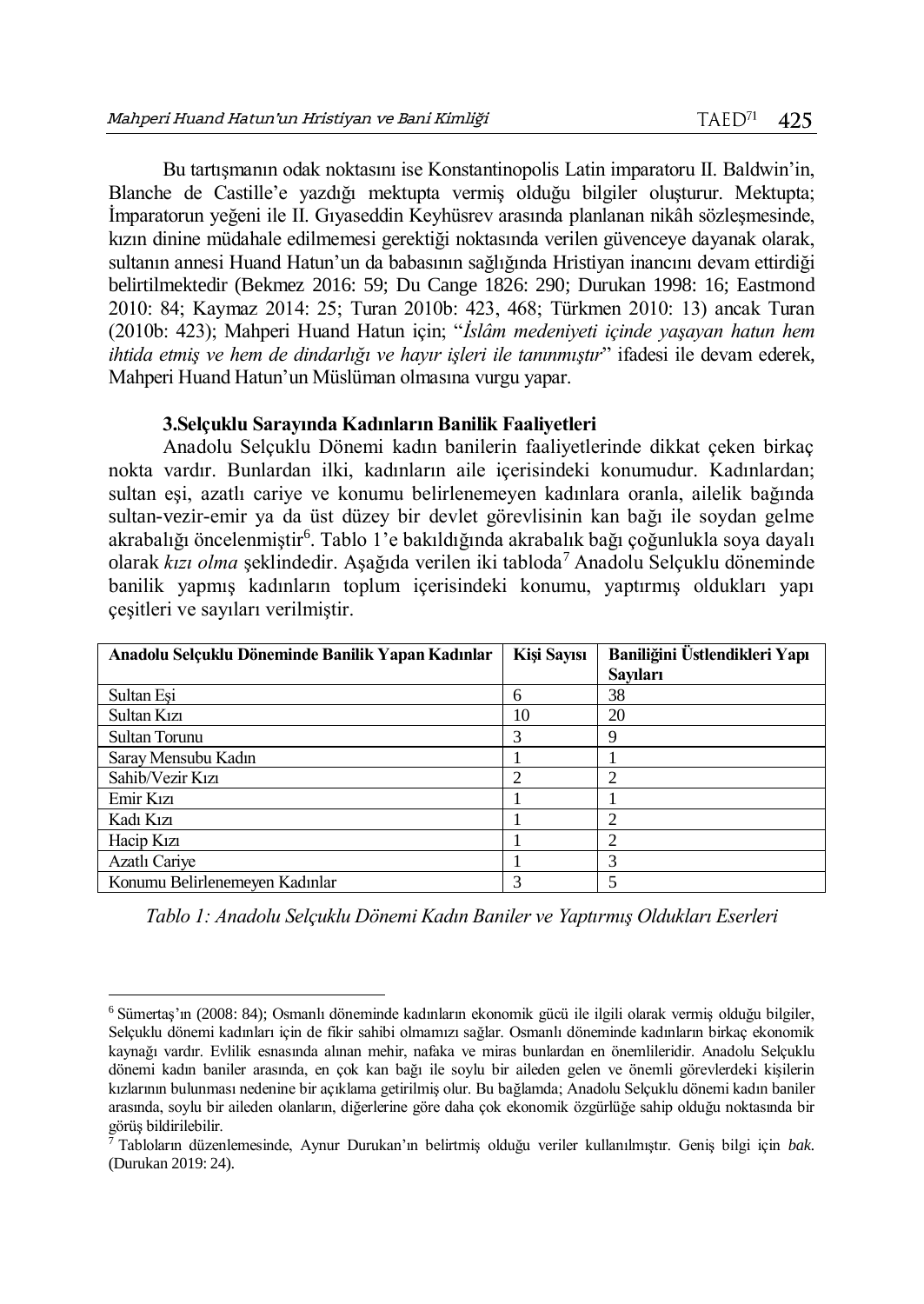Bu tartışmanın odak noktasını ise Konstantinopolis Latin imparatoru II. Baldwin'in, Blanche de Castille'e yazdığı mektupta vermiş olduğu bilgiler oluşturur. Mektupta; İmparatorun yeğeni ile II. Gıyaseddin Keyhüsrev arasında planlanan nikâh sözleşmesinde, kızın dinine müdahale edilmemesi gerektiği noktasında verilen güvenceye dayanak olarak, sultanın annesi Huand Hatun'un da babasının sağlığında Hristiyan inancını devam ettirdiği belirtilmektedir (Bekmez 2016: 59; Du Cange 1826: 290; Durukan 1998: 16; Eastmond 2010: 84; Kaymaz 2014: 25; Turan 2010b: 423, 468; Türkmen 2010: 13) ancak Turan (2010b: 423); Mahperi Huand Hatun için; "*İslâm medeniyeti içinde yaşayan hatun hem ihtida etmiş ve hem de dindarlığı ve hayır işleri ile tanınmıştır*" ifadesi ile devam ederek, Mahperi Huand Hatun'un Müslüman olmasına vurgu yapar.

### 3.Selçuklu Sarayında Kadınların Banilik Faaliyetleri

Anadolu Selçuklu Dönemi kadın banilerin faaliyetlerinde dikkat çeken birkaç nokta vardır. Bunlardan ilki, kadınların aile içerisindeki konumudur. Kadınlardan; sultan eşi, azatlı cariye ve konumu belirlenemeyen kadınlara oranla, ailelik bağında sultan-vezir-emir ya da üst düzey bir devlet görevlisinin kan bağı ile soydan gelme akrabalığı öncelenmiştir[6]. Tablo 1'e bakıldığında akrabalık bağı çoğunlukla soya dayalı olarak *kızı olma* şeklindedir. Aşağıda verilen iki tabloda[7] Anadolu Selçuklu döneminde banilik yapmış kadınların toplum içerisindeki konumu, yaptırmış oldukları yapı çeşitleri ve sayıları verilmiştir.

| Anadolu Selçuklu Döneminde Banilik Yapan Kadınlar | Kişi Sayısı | Baniliğini Üstlendikleri Yapı Sayıları |
|---|---|---|
| Sultan Eşi | 6 | 38 |
| Sultan Kızı | 10 | 20 |
| Sultan Torunu | 3 | 9 |
| Saray Mensubu Kadın | 1 | 1 |
| Sahib/Vezir Kızı | 2 | 2 |
| Emir Kızı | 1 | 1 |
| Kadı Kızı | 1 | 2 |
| Hacip Kızı | 1 | 2 |
| Azatlı Cariye | 1 | 3 |
| Konumu Belirlenemeyen Kadınlar | 3 | 5 |

*Tablo 1: Anadolu Selçuklu Dönemi Kadın Baniler ve Yaptırmış Oldukları Eserleri*

---

[6] Sümertaş'ın (2008: 84); Osmanlı döneminde kadınların ekonomik gücü ile ilgili olarak vermiş olduğu bilgiler, Selçuklu dönemi kadınları için de fikir sahibi olmamızı sağlar. Osmanlı döneminde kadınların birkaç ekonomik kaynağı vardır. Evlilik esnasında alınan mehir, nafaka ve miras bunlardan en önemlileridir. Anadolu Selçuklu dönemi kadın baniler arasında, en çok kan bağı ile soylu bir aileden gelen ve önemli görevlerdeki kişilerin kızlarının bulunması nedenine bir açıklama getirilmiş olur. Bu bağlamda; Anadolu Selçuklu dönemi kadın baniler arasında, soylu bir aileden olanların, diğerlerine göre daha çok ekonomik özgürlüğe sahip olduğu noktasında bir görüş bildirilebilir.

[7] Tabloların düzenlemesinde, Aynur Durukan'ın belirtmiş olduğu veriler kullanılmıştır. Geniş bilgi için *bak*. (Durukan 2019: 24).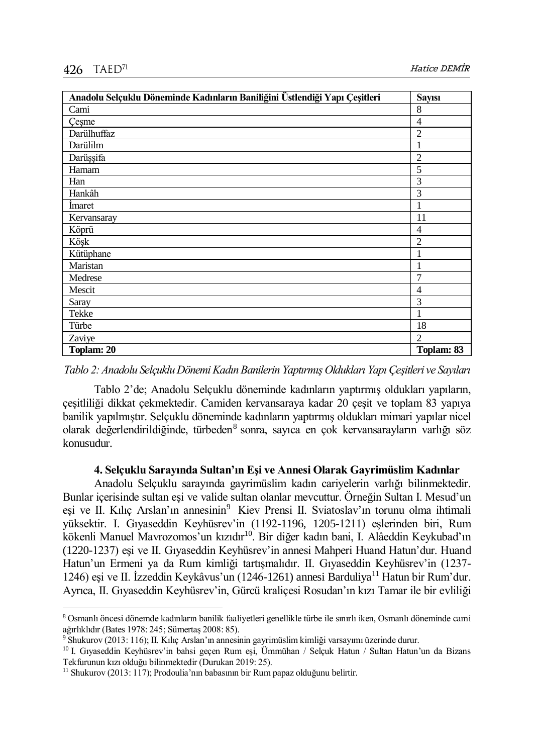| **Anadolu Selçuklu Döneminde Kadınların Baniliğini Üstlendiği Yapı Çeşitleri** | **Sayısı** |
| --- | --- |
| Cami | 8 |
| Çeşme | 4 |
| Darülhuffaz | 2 |
| Darülilm | 1 |
| Darüşşifa | 2 |
| Hamam | 5 |
| Han | 3 |
| Hankâh | 3 |
| İmaret | 1 |
| Kervansaray | 11 |
| Köprü | 4 |
| Köşk | 2 |
| Kütüphane | 1 |
| Maristan | 1 |
| Medrese | 7 |
| Mescit | 4 |
| Saray | 3 |
| Tekke | 1 |
| Türbe | 18 |
| Zaviye | 2 |
| **Toplam: 20** | **Toplam: 83** |

*Tablo 2: Anadolu Selçuklu Dönemi Kadın Banilerin Yaptırmış Oldukları Yapı Çeşitleri ve Sayıları*

Tablo 2'de; Anadolu Selçuklu döneminde kadınların yaptırmış oldukları yapıların, çeşitliliği dikkat çekmektedir. Camiden kervansaraya kadar 20 çeşit ve toplam 83 yapıya banilik yapılmıştır. Selçuklu döneminde kadınların yaptırmış oldukları mimari yapılar nicel olarak değerlendirildiğinde, türbeden[8] sonra, sayıca en çok kervansarayların varlığı söz konusudur.

### 4. Selçuklu Sarayında Sultan'ın Eşi ve Annesi Olarak Gayrimüslim Kadınlar

Anadolu Selçuklu sarayında gayrimüslim kadın cariyelerin varlığı bilinmektedir. Bunlar içerisinde sultan eşi ve valide sultan olanlar mevcuttur. Örneğin Sultan I. Mesud'un eşi ve II. Kılıç Arslan'ın annesinin[9] Kiev Prensi II. Sviatoslav'ın torunu olma ihtimali yüksektir. I. Gıyaseddin Keyhüsrev'in (1192-1196, 1205-1211) eşlerinden biri, Rum kökenli Manuel Mavrozomos'un kızıdır[10]. Bir diğer kadın bani, I. Alâeddin Keykubad'ın (1220-1237) eşi ve II. Gıyaseddin Keyhüsrev'in annesi Mahperi Huand Hatun'dur. Huand Hatun'un Ermeni ya da Rum kimliği tartışmalıdır. II. Gıyaseddin Keyhüsrev'in (1237-1246) eşi ve II. İzzeddin Keykâvus'un (1246-1261) annesi Barduliya[11] Hatun bir Rum'dur. Ayrıca, II. Gıyaseddin Keyhüsrev'in, Gürcü kraliçesi Rosudan'ın kızı Tamar ile bir evliliği

---

[8] Osmanlı öncesi dönemde kadınların banilik faaliyetleri genellikle türbe ile sınırlı iken, Osmanlı döneminde cami ağırlıklıdır (Bates 1978: 245; Sümertaş 2008: 85).

[9] Shukurov (2013: 116); II. Kılıç Arslan'ın annesinin gayrimüslim kimliği varsayımı üzerinde durur.

[10] I. Gıyaseddin Keyhüsrev'in bahsi geçen Rum eşi, Ümmühan / Selçuk Hatun / Sultan Hatun'un da Bizans Tekfurunun kızı olduğu bilinmektedir (Durukan 2019: 25).

[11] Shukurov (2013: 117); Prodoulia'nın babasının bir Rum papaz olduğunu belirtir.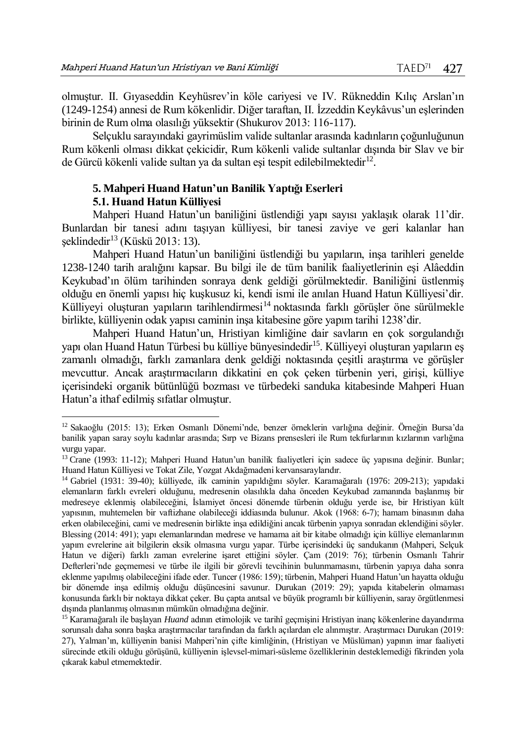olmuştur. II. Gıyaseddin Keyhüsrev'in köle cariyesi ve IV. Rükneddin Kılıç Arslan'ın (1249-1254) annesi de Rum kökenlidir. Diğer taraftan, II. İzzeddin Keykâvus'un eşlerinden birinin de Rum olma olasılığı yüksektir (Shukurov 2013: 116-117).

Selçuklu sarayındaki gayrimüslim valide sultanlar arasında kadınların çoğunluğunun Rum kökenli olması dikkat çekicidir, Rum kökenli valide sultanlar dışında bir Slav ve bir de Gürcü kökenli valide sultan ya da sultan eşi tespit edilebilmektedir[12].

### 5. Mahperi Huand Hatun'un Banilik Yaptığı Eserleri

#### 5.1. Huand Hatun Külliyesi

Mahperi Huand Hatun'un baniliğini üstlendiği yapı sayısı yaklaşık olarak 11'dir. Bunlardan bir tanesi adını taşıyan külliyesi, bir tanesi zaviye ve geri kalanlar han şeklindedir[13] (Küskü 2013: 13).

Mahperi Huand Hatun'un baniliğini üstlendiği bu yapıların, inşa tarihleri genelde 1238-1240 tarih aralığını kapsar. Bu bilgi ile de tüm banilik faaliyetlerinin eşi Alâeddin Keykubad'ın ölüm tarihinden sonraya denk geldiği görülmektedir. Baniliğini üstlenmiş olduğu en önemli yapısı hiç kuşkusuz ki, kendi ismi ile de anılan Huand Hatun Külliyesi'dir. Külliyeyi oluşturan yapıların tarihlendirmesi[14] noktasında farklı görüşler öne sürülmekle birlikte, külliyenin odak yapısı caminin inşa kitabesine göre yapım tarihi 1238'dir.

Mahperi Huand Hatun'un, Hristiyan kimliğine dair savların en çok sorgulandığı yapı olan Huand Hatun Türbesi bu külliye bünyesindedir[15]. Külliyeyi oluşturan yapıların eş zamanlı olmadığı, farklı zamanlara denk geldiği noktasında çeşitli araştırma ve görüşler mevcuttur. Ancak araştırmacıların dikkatini en çok çeken türbenin yeri, girişi, külliye içerisindeki organik bütünlüğü bozması ve türbedeki sanduka kitabesinde Mahperi Huan Hatun'a ithaf edilmiş sıfatlar olmuştur.

---

[12] Sakaoğlu (2015: 13); Erken Osmanlı Dönemi'nde, benzer örneklerin varlığına değinir. Örneğin Bursa'da banilik yapan saray soylu kadınlar arasında; Sırp ve Bizans prensesleri ile Rum tekfurlarının kızlarının varlığına vurgu yapar.

[13] Crane (1993: 11-12); Mahperi Huand Hatun'un banilik faaliyetleri için sadece üç yapısına değinir. Bunlar; Huand Hatun Külliyesi ve Tokat Zile, Yozgat Akdağmadeni kervansaraylarıdır.

[14] Gabriel (1931: 39-40); külliyede, ilk caminin yapıldığını söyler. Karamağaralı (1976: 209-213); yapıdaki elemanların farklı evreleri olduğunu, medresenin olasılıkla daha önceden Keykubad zamanında başlanmış bir medreseye eklenmiş olabileceğini, İslamiyet öncesi dönemde türbenin olduğu yerde ise, bir Hristiyan kült yapısının, muhtemelen bir vaftizhane olabileceği iddiasında bulunur. Akok (1968: 6-7); hamam binasının daha erken olabileceğini, cami ve medresenin birlikte inşa edildiğini ancak türbenin yapıya sonradan eklendiğini söyler. Blessing (2014: 491); yapı elemanlarından medrese ve hamama ait bir kitabe olmadığı için külliye elemanlarının yapım evrelerine ait bilgilerin eksik olmasına vurgu yapar. Türbe içerisindeki üç sandukanın (Mahperi, Selçuk Hatun ve diğeri) farklı zaman evrelerine işaret ettiğini söyler. Çam (2019: 76); türbenin Osmanlı Tahrir Defterleri'nde geçmemesi ve türbe ile ilgili bir görevli tevcihinin bulunmamasını, türbenin yapıya daha sonra eklenme yapılmış olabileceğini ifade eder. Tuncer (1986: 159); türbenin, Mahperi Huand Hatun'un hayatta olduğu bir dönemde inşa edilmiş olduğu düşüncesini savunur. Durukan (2019: 29); yapıda kitabelerin olmaması konusunda farklı bir noktaya dikkat çeker. Bu çapta anıtsal ve büyük programlı bir külliyenin, saray örgütlenmesi dışında planlanmış olmasının mümkün olmadığına değinir.

[15] Karamağaralı ile başlayan *Huand* adının etimolojik ve tarihî geçmişini Hristiyan inanç kökenlerine dayandırma sorunsalı daha sonra başka araştırmacılar tarafından da farklı açılardan ele alınmıştır. Araştırmacı Durukan (2019: 27), Yalman'ın, külliyenin banisi Mahperi'nin çifte kimliğinin, (Hristiyan ve Müslüman) yapının imar faaliyeti sürecinde etkili olduğu görüşünü, külliyenin işlevsel-mimari-süsleme özelliklerinin desteklemediği fikrinden yola çıkarak kabul etmemektedir.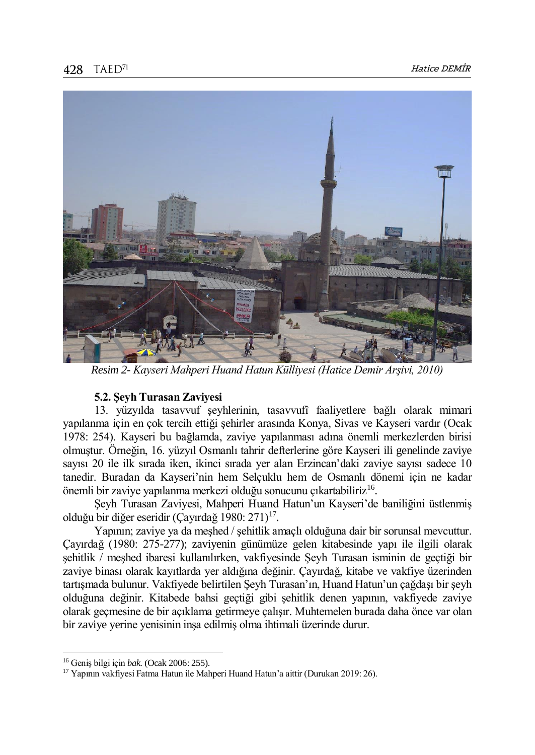*Resim 2- Kayseri Mahperi Huand Hatun Külliyesi (Hatice Demir Arşivi, 2010)*

### 5.2. Şeyh Turasan Zaviyesi

13. yüzyılda tasavvuf şeyhlerinin, tasavvufî faaliyetlere bağlı olarak mimari yapılanma için en çok tercih ettiği şehirler arasında Konya, Sivas ve Kayseri vardır (Ocak 1978: 254). Kayseri bu bağlamda, zaviye yapılanması adına önemli merkezlerden birisi olmuştur. Örneğin, 16. yüzyıl Osmanlı tahrir defterlerine göre Kayseri ili genelinde zaviye sayısı 20 ile ilk sırada iken, ikinci sırada yer alan Erzincan'daki zaviye sayısı sadece 10 tanedir. Buradan da Kayseri'nin hem Selçuklu hem de Osmanlı dönemi için ne kadar önemli bir zaviye yapılanma merkezi olduğu sonucunu çıkartabiliriz[16].

Şeyh Turasan Zaviyesi, Mahperi Huand Hatun'un Kayseri'de baniliğini üstlenmiş olduğu bir diğer eseridir (Çayırdağ 1980: 271)[17].

Yapının; zaviye ya da meşhed / şehitlik amaçlı olduğuna dair bir sorunsal mevcuttur. Çayırdağ (1980: 275-277); zaviyenin günümüze gelen kitabesinde yapı ile ilgili olarak şehitlik / meşhed ibaresi kullanılırken, vakfiyesinde Şeyh Turasan isminin de geçtiği bir zaviye binası olarak kayıtlarda yer aldığına değinir. Çayırdağ, kitabe ve vakfiye üzerinden tartışmada bulunur. Vakfiyede belirtilen Şeyh Turasan'ın, Huand Hatun'un çağdaşı bir şeyh olduğuna değinir. Kitabede bahsi geçtiği gibi şehitlik denen yapının, vakfiyede zaviye olarak geçmesine de bir açıklama getirmeye çalışır. Muhtemelen burada daha önce var olan bir zaviye yerine yenisinin inşa edilmiş olma ihtimali üzerinde durur.

---

[16] Geniş bilgi için *bak.* (Ocak 2006: 255).

[17] Yapının vakfiyesi Fatma Hatun ile Mahperi Huand Hatun'a aittir (Durukan 2019: 26).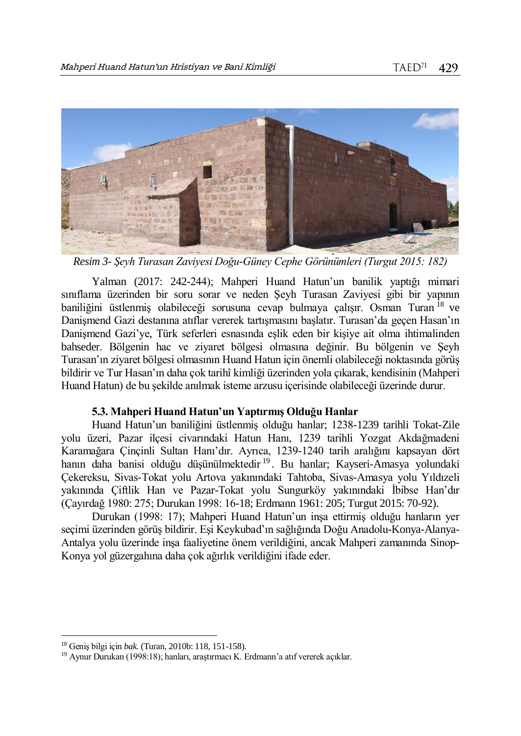*Resim 3- Şeyh Turasan Zaviyesi Doğu-Güney Cephe Görünümleri (Turgut 2015: 182)*

Yalman (2017: 242-244); Mahperi Huand Hatun'un banilik yaptığı mimari sınıflama üzerinden bir soru sorar ve neden Şeyh Turasan Zaviyesi gibi bir yapının baniliğini üstlenmiş olabileceği sorusuna cevap bulmaya çalışır. Osman Turan[18] ve Danişmend Gazi destanına atıflar vererek tartışmasını başlatır. Turasan'da geçen Hasan'ın Danişmend Gazi'ye, Türk seferleri esnasında eşlik eden bir kişiye ait olma ihtimalinden bahseder. Bölgenin hac ve ziyaret bölgesi olmasına değinir. Bu bölgenin ve Şeyh Turasan'ın ziyaret bölgesi olmasının Huand Hatun için önemli olabileceği noktasında görüş bildirir ve Tur Hasan'ın daha çok tarihî kimliği üzerinden yola çıkarak, kendisinin (Mahperi Huand Hatun) de bu şekilde anılmak isteme arzusu içerisinde olabileceği üzerinde durur.

### 5.3. Mahperi Huand Hatun'un Yaptırmış Olduğu Hanlar

Huand Hatun'un baniliğini üstlenmiş olduğu hanlar; 1238-1239 tarihli Tokat-Zile yolu üzeri, Pazar ilçesi civarındaki Hatun Hanı, 1239 tarihli Yozgat Akdağmadeni Karamağara Çinçinli Sultan Hanı'dır. Ayrıca, 1239-1240 tarih aralığını kapsayan dört hanın daha banisi olduğu düşünülmektedir[19]. Bu hanlar; Kayseri-Amasya yolundaki Çekereksu, Sivas-Tokat yolu Artova yakınındaki Tahtoba, Sivas-Amasya yolu Yıldızeli yakınında Çiftlik Han ve Pazar-Tokat yolu Sungurköy yakınındaki İbibse Han'dır (Çayırdağ 1980: 275; Durukan 1998: 16-18; Erdmann 1961: 205; Turgut 2015: 70-92).

Durukan (1998: 17); Mahperi Huand Hatun'un inşa ettirmiş olduğu hanların yer seçimi üzerinden görüş bildirir. Eşi Keykubad'ın sağlığında Doğu Anadolu-Konya-Alanya-Antalya yolu üzerinde inşa faaliyetine önem verildiğini, ancak Mahperi zamanında Sinop-Konya yol güzergahına daha çok ağırlık verildiğini ifade eder.

---

[18] Geniş bilgi için *bak.* (Turan, 2010b: 118, 151-158).

[19] Aynur Durukan (1998:18); hanları, araştırmacı K. Erdmann'a atıf vererek açıklar.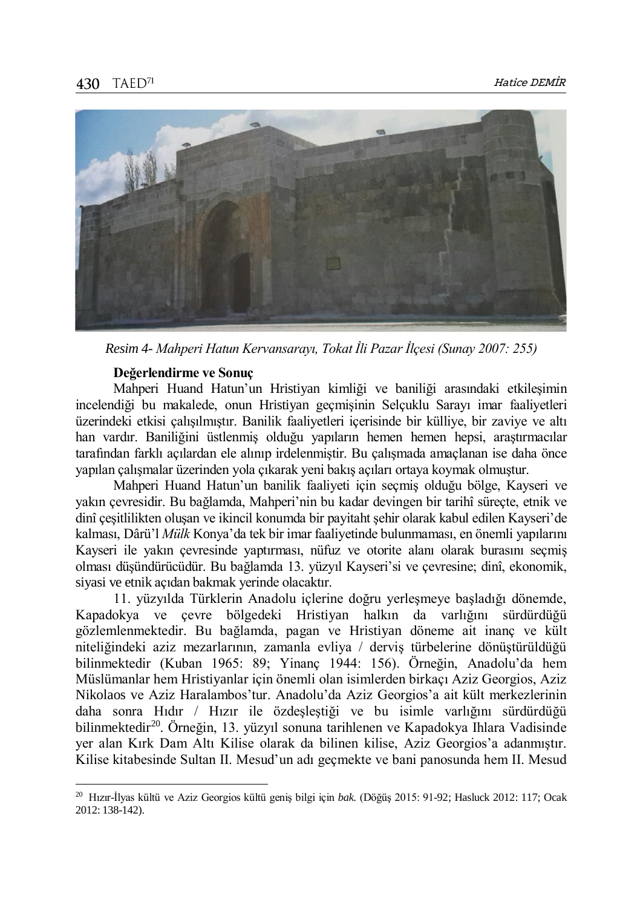*Resim 4- Mahperi Hatun Kervansarayı, Tokat İli Pazar İlçesi (Sunay 2007: 255)*

**Değerlendirme ve Sonuç**

Mahperi Huand Hatun'un Hristiyan kimliği ve baniliği arasındaki etkileşimin incelendiği bu makalede, onun Hristiyan geçmişinin Selçuklu Sarayı imar faaliyetleri üzerindeki etkisi çalışılmıştır. Banilik faaliyetleri içerisinde bir külliye, bir zaviye ve altı han vardır. Baniliğini üstlenmiş olduğu yapıların hemen hemen hepsi, araştırmacılar tarafından farklı açılardan ele alınıp irdelenmiştir. Bu çalışmada amaçlanan ise daha önce yapılan çalışmalar üzerinden yola çıkarak yeni bakış açıları ortaya koymak olmuştur.

Mahperi Huand Hatun'un banilik faaliyeti için seçmiş olduğu bölge, Kayseri ve yakın çevresidir. Bu bağlamda, Mahperi'nin bu kadar devingen bir tarihî süreçte, etnik ve dinî çeşitlilikten oluşan ve ikincil konumda bir payitaht şehir olarak kabul edilen Kayseri'de kalması, Dârü'l *Mülk* Konya'da tek bir imar faaliyetinde bulunmaması, en önemli yapılarını Kayseri ile yakın çevresinde yaptırması, nüfuz ve otorite alanı olarak burasını seçmiş olması düşündürücüdür. Bu bağlamda 13. yüzyıl Kayseri'si ve çevresine; dinî, ekonomik, siyasi ve etnik açıdan bakmak yerinde olacaktır.

11. yüzyılda Türklerin Anadolu içlerine doğru yerleşmeye başladığı dönemde, Kapadokya ve çevre bölgedeki Hristiyan halkın da varlığını sürdürdüğü gözlemlenmektedir. Bu bağlamda, pagan ve Hristiyan döneme ait inanç ve kült niteliğindeki aziz mezarlarının, zamanla evliya / derviş türbelerine dönüştürüldüğü bilinmektedir (Kuban 1965: 89; Yinanç 1944: 156). Örneğin, Anadolu'da hem Müslümanlar hem Hristiyanlar için önemli olan isimlerden birkaçı Aziz Georgios, Aziz Nikolaos ve Aziz Haralambos'tur. Anadolu'da Aziz Georgios'a ait kült merkezlerinin daha sonra Hıdır / Hızır ile özdeşleştiği ve bu isimle varlığını sürdürdüğü bilinmektedir[20]. Örneğin, 13. yüzyıl sonuna tarihlenen ve Kapadokya Ihlara Vadisinde yer alan Kırk Dam Altı Kilise olarak da bilinen kilise, Aziz Georgios'a adanmıştır. Kilise kitabesinde Sultan II. Mesud'un adı geçmekte ve bani panosunda hem II. Mesud

---

[20] Hızır-İlyas kültü ve Aziz Georgios kültü geniş bilgi için *bak.* (Döğüş 2015: 91-92; Hasluck 2012: 117; Ocak 2012: 138-142).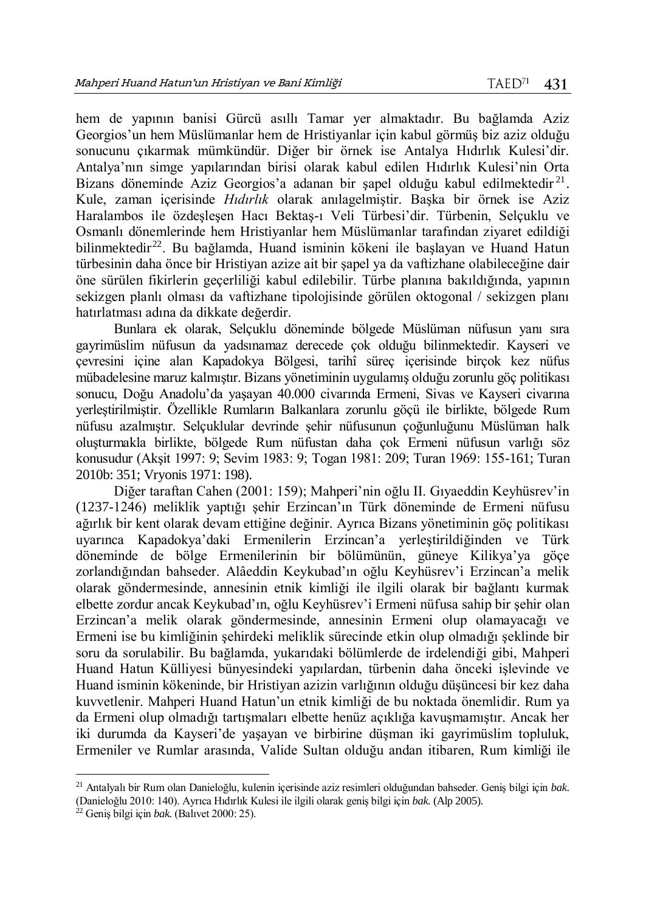hem de yapının banisi Gürcü asıllı Tamar yer almaktadır. Bu bağlamda Aziz Georgios'un hem Müslümanlar hem de Hristiyanlar için kabul görmüş biz aziz olduğu sonucunu çıkarmak mümkündür. Diğer bir örnek ise Antalya Hıdırlık Kulesi'dir. Antalya'nın simge yapılarından birisi olarak kabul edilen Hıdırlık Kulesi'nin Orta Bizans döneminde Aziz Georgios'a adanan bir şapel olduğu kabul edilmektedir[21]. Kule, zaman içerisinde *Hıdırlık* olarak anılagelmiştir. Başka bir örnek ise Aziz Haralambos ile özdeşleşen Hacı Bektaş-ı Veli Türbesi'dir. Türbenin, Selçuklu ve Osmanlı dönemlerinde hem Hristiyanlar hem Müslümanlar tarafından ziyaret edildiği bilinmektedir[22]. Bu bağlamda, Huand isminin kökeni ile başlayan ve Huand Hatun türbesinin daha önce bir Hristiyan azize ait bir şapel ya da vaftizhane olabileceğine dair öne sürülen fikirlerin geçerliliği kabul edilebilir. Türbe planına bakıldığında, yapının sekizgen planlı olması da vaftizhane tipolojisinde görülen oktogonal / sekizgen planı hatırlatması adına da dikkate değerdir.

Bunlara ek olarak, Selçuklu döneminde bölgede Müslüman nüfusun yanı sıra gayrimüslim nüfusun da yadsınamaz derecede çok olduğu bilinmektedir. Kayseri ve çevresini içine alan Kapadokya Bölgesi, tarihî süreç içerisinde birçok kez nüfus mübadelesine maruz kalmıştır. Bizans yönetiminin uygulamış olduğu zorunlu göç politikası sonucu, Doğu Anadolu'da yaşayan 40.000 civarında Ermeni, Sivas ve Kayseri civarına yerleştirilmiştir. Özellikle Rumların Balkanlara zorunlu göçü ile birlikte, bölgede Rum nüfusu azalmıştır. Selçuklular devrinde şehir nüfusunun çoğunluğunu Müslüman halk oluşturmakla birlikte, bölgede Rum nüfustan daha çok Ermeni nüfusun varlığı söz konusudur (Akşit 1997: 9; Sevim 1983: 9; Togan 1981: 209; Turan 1969: 155-161; Turan 2010b: 351; Vryonis 1971: 198).

Diğer taraftan Cahen (2001: 159); Mahperi'nin oğlu II. Gıyaeddin Keyhüsrev'in (1237-1246) meliklik yaptığı şehir Erzincan'ın Türk döneminde de Ermeni nüfusu ağırlık bir kent olarak devam ettiğine değinir. Ayrıca Bizans yönetiminin göç politikası uyarınca Kapadokya'daki Ermenilerin Erzincan'a yerleştirildiğinden ve Türk döneminde de bölge Ermenilerinin bir bölümünün, güneye Kilikya'ya göçe zorlandığından bahseder. Alâeddin Keykubad'ın oğlu Keyhüsrev'i Erzincan'a melik olarak göndermesinde, annesinin etnik kimliği ile ilgili olarak bir bağlantı kurmak elbette zordur ancak Keykubad'ın, oğlu Keyhüsrev'i Ermeni nüfusa sahip bir şehir olan Erzincan'a melik olarak göndermesinde, annesinin Ermeni olup olamayacağı ve Ermeni ise bu kimliğinin şehirdeki meliklik sürecinde etkin olup olmadığı şeklinde bir soru da sorulabilir. Bu bağlamda, yukarıdaki bölümlerde de irdelendiği gibi, Mahperi Huand Hatun Külliyesi bünyesindeki yapılardan, türbenin daha önceki işlevinde ve Huand isminin kökeninde, bir Hristiyan azizin varlığının olduğu düşüncesi bir kez daha kuvvetlenir. Mahperi Huand Hatun'un etnik kimliği de bu noktada önemlidir. Rum ya da Ermeni olup olmadığı tartışmaları elbette henüz açıklığa kavuşmamıştır. Ancak her iki durumda da Kayseri'de yaşayan ve birbirine düşman iki gayrimüslim topluluk, Ermeniler ve Rumlar arasında, Valide Sultan olduğu andan itibaren, Rum kimliği ile

---

[21] Antalyalı bir Rum olan Danieloğlu, kulenin içerisinde aziz resimleri olduğundan bahseder. Geniş bilgi için *bak.* (Danieloğlu 2010: 140). Ayrıca Hıdırlık Kulesi ile ilgili olarak geniş bilgi için *bak.* (Alp 2005).

[22] Geniş bilgi için *bak.* (Balıvet 2000: 25).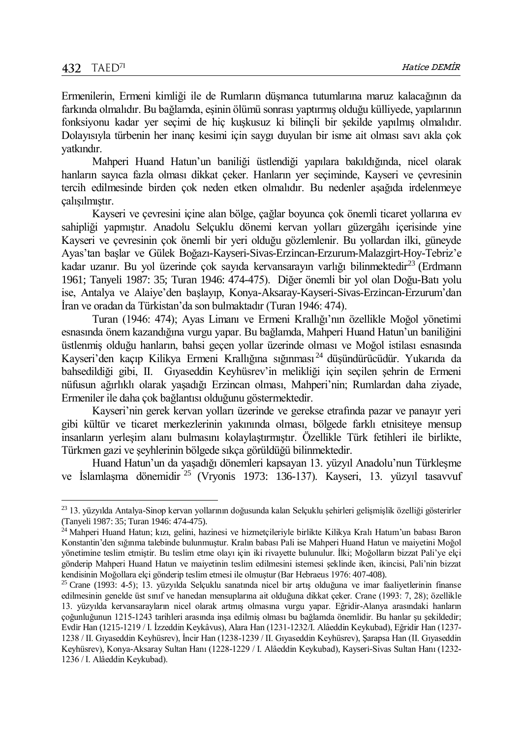Ermenilerin, Ermeni kimliği ile de Rumların düşmanca tutumlarına maruz kalacağının da farkında olmalıdır. Bu bağlamda, eşinin ölümü sonrası yaptırmış olduğu külliyede, yapılarının fonksiyonu kadar yer seçimi de hiç kuşkusuz ki bilinçli bir şekilde yapılmış olmalıdır. Dolayısıyla türbenin her inanç kesimi için saygı duyulan bir isme ait olması savı akla çok yatkındır.

Mahperi Huand Hatun'un baniliği üstlendiği yapılara bakıldığında, nicel olarak hanların sayıca fazla olması dikkat çeker. Hanların yer seçiminde, Kayseri ve çevresinin tercih edilmesinde birden çok neden etken olmalıdır. Bu nedenler aşağıda irdelenmeye çalışılmıştır.

Kayseri ve çevresini içine alan bölge, çağlar boyunca çok önemli ticaret yollarına ev sahipliği yapmıştır. Anadolu Selçuklu dönemi kervan yolları güzergâhı içerisinde yine Kayseri ve çevresinin çok önemli bir yeri olduğu gözlemlenir. Bu yollardan ilki, güneyde Ayas'tan başlar ve Gülek Boğazı-Kayseri-Sivas-Erzincan-Erzurum-Malazgirt-Hoy-Tebriz'e kadar uzanır. Bu yol üzerinde çok sayıda kervansarayın varlığı bilinmektedir[23] (Erdmann 1961; Tanyeli 1987: 35; Turan 1946: 474-475). Diğer önemli bir yol olan Doğu-Batı yolu ise, Antalya ve Alaiye'den başlayıp, Konya-Aksaray-Kayseri-Sivas-Erzincan-Erzurum'dan İran ve oradan da Türkistan'da son bulmaktadır (Turan 1946: 474).

Turan (1946: 474); Ayas Limanı ve Ermeni Krallığı'nın özellikle Moğol yönetimi esnasında önem kazandığına vurgu yapar. Bu bağlamda, Mahperi Huand Hatun'un baniliğini üstlenmiş olduğu hanların, bahsi geçen yollar üzerinde olması ve Moğol istilası esnasında Kayseri'den kaçıp Kilikya Ermeni Krallığına sığınması[24] düşündürücüdür. Yukarıda da bahsedildiği gibi, II. Gıyaseddin Keyhüsrev'in melikliği için seçilen şehrin de Ermeni nüfusun ağırlıklı olarak yaşadığı Erzincan olması, Mahperi'nin; Rumlardan daha ziyade, Ermeniler ile daha çok bağlantısı olduğunu göstermektedir.

Kayseri'nin gerek kervan yolları üzerinde ve gerekse etrafında pazar ve panayır yeri gibi kültür ve ticaret merkezlerinin yakınında olması, bölgede farklı etnisiteye mensup insanların yerleşim alanı bulmasını kolaylaştırmıştır. Özellikle Türk fetihleri ile birlikte, Türkmen gazi ve şeyhlerinin bölgede sıkça görüldüğü bilinmektedir.

Huand Hatun'un da yaşadığı dönemleri kapsayan 13. yüzyıl Anadolu'nun Türkleşme ve İslamlaşma dönemidir[25] (Vryonis 1973: 136-137). Kayseri, 13. yüzyıl tasavvuf

---

[23] 13. yüzyılda Antalya-Sinop kervan yollarının doğusunda kalan Selçuklu şehirleri gelişmişlik özelliği gösterirler (Tanyeli 1987: 35; Turan 1946: 474-475).

[24] Mahperi Huand Hatun; kızı, gelini, hazinesi ve hizmetçileriyle birlikte Kilikya Kralı Hatum'un babası Baron Konstantin'den sığınma talebinde bulunmuştur. Kralın babası Pali ise Mahperi Huand Hatun ve maiyetini Moğol yönetimine teslim etmiştir. Bu teslim etme olayı için iki rivayette bulunulur. İlki; Moğolların bizzat Pali'ye elçi gönderip Mahperi Huand Hatun ve maiyetinin teslim edilmesini istemesi şeklinde iken, ikincisi, Pali'nin bizzat kendisinin Moğollara elçi gönderip teslim etmesi ile olmuştur (Bar Hebraeus 1976: 407-408).

[25] Crane (1993: 4-5); 13. yüzyılda Selçuklu sanatında nicel bir artış olduğuna ve imar faaliyetlerinin finanse edilmesinin genelde üst sınıf ve hanedan mensuplarına ait olduğuna dikkat çeker. Crane (1993: 7, 28); özellikle 13. yüzyılda kervansarayların nicel olarak artmış olmasına vurgu yapar. Eğridir-Alanya arasındaki hanların çoğunluğunun 1215-1243 tarihleri arasında inşa edilmiş olması bu bağlamda önemlidir. Bu hanlar şu şekildedir; Evdir Han (1215-1219 / I. İzzeddin Keykâvus), Alara Han (1231-1232/I. Alâeddin Keykubad), Eğridir Han (1237-1238 / II. Gıyaseddin Keyhüsrev), İncir Han (1238-1239 / II. Gıyaseddin Keyhüsrev), Şarapsa Han (II. Gıyaseddin Keyhüsrev), Konya-Aksaray Sultan Hanı (1228-1229 / I. Alâeddin Keykubad), Kayseri-Sivas Sultan Hanı (1232-1236 / I. Alâeddin Keykubad).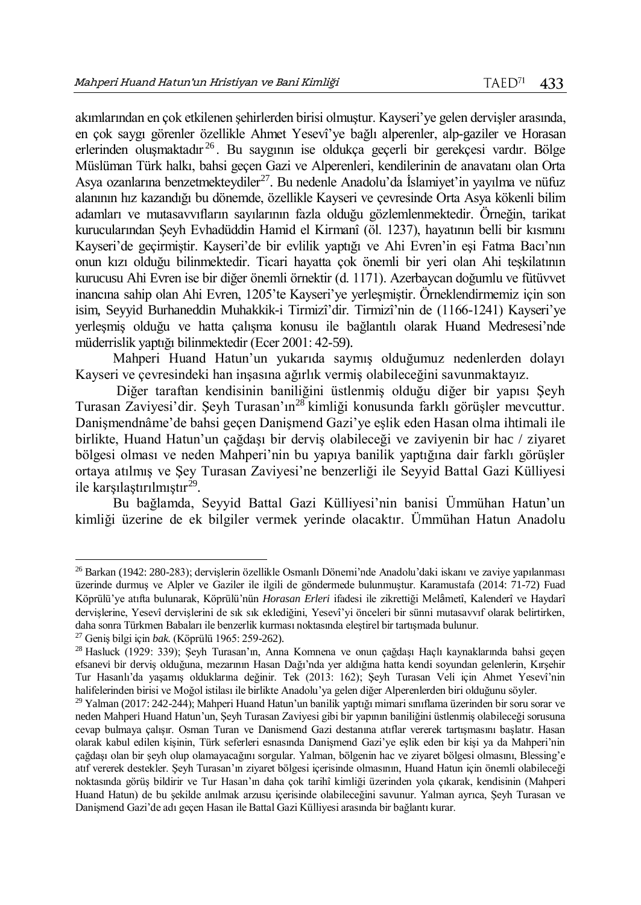akımlarından en çok etkilenen şehirlerden birisi olmuştur. Kayseri'ye gelen dervişler arasında, en çok saygı görenler özellikle Ahmet Yesevî'ye bağlı alperenler, alp-gaziler ve Horasan erlerinden oluşmaktadır[26]. Bu saygının ise oldukça geçerli bir gerekçesi vardır. Bölge Müslüman Türk halkı, bahsi geçen Gazi ve Alperenleri, kendilerinin de anavatanı olan Orta Asya ozanlarına benzetmekteydiler[27]. Bu nedenle Anadolu'da İslamiyet'in yayılma ve nüfuz alanının hız kazandığı bu dönemde, özellikle Kayseri ve çevresinde Orta Asya kökenli bilim adamları ve mutasavvıfların sayılarının fazla olduğu gözlemlenmektedir. Örneğin, tarikat kurucularından Şeyh Evhadüddin Hamid el Kirmanî (öl. 1237), hayatının belli bir kısmını Kayseri'de geçirmiştir. Kayseri'de bir evlilik yaptığı ve Ahi Evren'in eşi Fatma Bacı'nın onun kızı olduğu bilinmektedir. Ticari hayatta çok önemli bir yeri olan Ahi teşkilatının kurucusu Ahi Evren ise bir diğer önemli örnektir (d. 1171). Azerbaycan doğumlu ve fütüvvet inancına sahip olan Ahi Evren, 1205'te Kayseri'ye yerleşmiştir. Örneklendirmemiz için son isim, Seyyid Burhaneddin Muhakkik-i Tirmizî'dir. Tirmizî'nin de (1166-1241) Kayseri'ye yerleşmiş olduğu ve hatta çalışma konusu ile bağlantılı olarak Huand Medresesi'nde müderrislik yaptığı bilinmektedir (Ecer 2001: 42-59).

Mahperi Huand Hatun'un yukarıda saymış olduğumuz nedenlerden dolayı Kayseri ve çevresindeki han inşasına ağırlık vermiş olabileceğini savunmaktayız.

Diğer taraftan kendisinin baniliğini üstlenmiş olduğu diğer bir yapısı Şeyh Turasan Zaviyesi'dir. Şeyh Turasan'ın[28] kimliği konusunda farklı görüşler mevcuttur. Danişmendnâme'de bahsi geçen Danişmend Gazi'ye eşlik eden Hasan olma ihtimali ile birlikte, Huand Hatun'un çağdaşı bir derviş olabileceği ve zaviyenin bir hac / ziyaret bölgesi olması ve neden Mahperi'nin bu yapıya banilik yaptığına dair farklı görüşler ortaya atılmış ve Şey Turasan Zaviyesi'ne benzerliği ile Seyyid Battal Gazi Külliyesi ile karşılaştırılmıştır[29].

Bu bağlamda, Seyyid Battal Gazi Külliyesi'nin banisi Ümmühan Hatun'un kimliği üzerine de ek bilgiler vermek yerinde olacaktır. Ümmühan Hatun Anadolu

---

[26] Barkan (1942: 280-283); dervişlerin özellikle Osmanlı Dönemi'nde Anadolu'daki iskanı ve zaviye yapılanması üzerinde durmuş ve Alpler ve Gaziler ile ilgili de göndermede bulunmuştur. Karamustafa (2014: 71-72) Fuad Köprülü'ye atıfta bulunarak, Köprülü'nün *Horasan Erleri* ifadesi ile zikrettiği Melâmetî, Kalenderî ve Haydarî dervişlerine, Yesevî dervişlerini de sık sık eklediğini, Yesevî'yi önceleri bir sünni mutasavvıf olarak belirtirken, daha sonra Türkmen Babaları ile benzerlik kurması noktasında eleştirel bir tartışmada bulunur.

[27] Geniş bilgi için *bak.* (Köprülü 1965: 259-262).

[28] Hasluck (1929: 339); Şeyh Turasan'ın, Anna Komnena ve onun çağdaşı Haçlı kaynaklarında bahsi geçen efsanevi bir derviş olduğuna, mezarının Hasan Dağı'nda yer aldığına hatta kendi soyundan gelenlerin, Kırşehir Tur Hasanlı'da yaşamış olduklarına değinir. Tek (2013: 162); Şeyh Turasan Veli için Ahmet Yesevî'nin halifelerinden birisi ve Moğol istilası ile birlikte Anadolu'ya gelen diğer Alperenlerden biri olduğunu söyler.

[29] Yalman (2017: 242-244); Mahperi Huand Hatun'un banilik yaptığı mimari sınıflama üzerinden bir soru sorar ve neden Mahperi Huand Hatun'un, Şeyh Turasan Zaviyesi gibi bir yapının baniliğini üstlenmiş olabileceği sorusuna cevap bulmaya çalışır. Osman Turan ve Danısmend Gazi destanına atıflar vererek tartışmasını başlatır. Hasan olarak kabul edilen kişinin, Türk seferleri esnasında Danişmend Gazi'ye eşlik eden bir kişi ya da Mahperi'nin çağdaşı olan bir şeyh olup olamayacağını sorgular. Yalman, bölgenin hac ve ziyaret bölgesi olmasını, Blessing'e atıf vererek destekler. Şeyh Turasan'ın ziyaret bölgesi içerisinde olmasının, Huand Hatun için önemli olabileceği noktasında görüş bildirir ve Tur Hasan'ın daha çok tarihî kimliği üzerinden yola çıkarak, kendisinin (Mahperi Huand Hatun) de bu şekilde anılmak arzusu içerisinde olabileceğini savunur. Yalman ayrıca, Şeyh Turasan ve Danişmend Gazi'de adı geçen Hasan ile Battal Gazi Külliyesi arasında bir bağlantı kurar.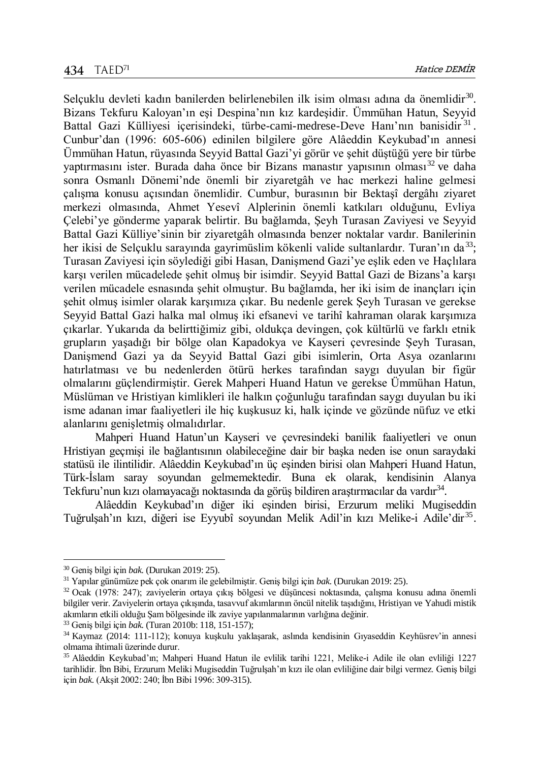Selçuklu devleti kadın banilerden belirlenebilen ilk isim olması adına da önemlidir[30]. Bizans Tekfuru Kaloyan'ın eşi Despina'nın kız kardeşidir. Ümmühan Hatun, Seyyid Battal Gazi Külliyesi içerisindeki, türbe-cami-medrese-Deve Hanı'nın banisidir[31]. Cunbur'dan (1996: 605-606) edinilen bilgilere göre Alâeddin Keykubad'ın annesi Ümmühan Hatun, rüyasında Seyyid Battal Gazi'yi görür ve şehit düştüğü yere bir türbe yaptırmasını ister. Burada daha önce bir Bizans manastır yapısının olması[32] ve daha sonra Osmanlı Dönemi'nde önemli bir ziyaretgâh ve hac merkezi haline gelmesi çalışma konusu açısından önemlidir. Cumbur, burasının bir Bektaşî dergâhı ziyaret merkezi olmasında, Ahmet Yesevî Alplerinin önemli katkıları olduğunu, Evliya Çelebi'ye gönderme yaparak belirtir. Bu bağlamda, Şeyh Turasan Zaviyesi ve Seyyid Battal Gazi Külliye'sinin bir ziyaretgâh olmasında benzer noktalar vardır. Banilerinin her ikisi de Selçuklu sarayında gayrimüslim kökenli valide sultanlardır. Turan'ın da[33]; Turasan Zaviyesi için söylediği gibi Hasan, Danişmend Gazi'ye eşlik eden ve Haçlılara karşı verilen mücadelede şehit olmuş bir isimdir. Seyyid Battal Gazi de Bizans'a karşı verilen mücadele esnasında şehit olmuştur. Bu bağlamda, her iki isim de inançları için şehit olmuş isimler olarak karşımıza çıkar. Bu nedenle gerek Şeyh Turasan ve gerekse Seyyid Battal Gazi halka mal olmuş iki efsanevi ve tarihî kahraman olarak karşımıza çıkarlar. Yukarıda da belirttiğimiz gibi, oldukça devingen, çok kültürlü ve farklı etnik grupların yaşadığı bir bölge olan Kapadokya ve Kayseri çevresinde Şeyh Turasan, Danişmend Gazi ya da Seyyid Battal Gazi gibi isimlerin, Orta Asya ozanlarını hatırlatması ve bu nedenlerden ötürü herkes tarafından saygı duyulan bir figür olmalarını güçlendirmiştir. Gerek Mahperi Huand Hatun ve gerekse Ümmühan Hatun, Müslüman ve Hristiyan kimlikleri ile halkın çoğunluğu tarafından saygı duyulan bu iki isme adanan imar faaliyetleri ile hiç kuşkusuz ki, halk içinde ve gözünde nüfuz ve etki alanlarını genişletmiş olmalıdırlar.

Mahperi Huand Hatun'un Kayseri ve çevresindeki banilik faaliyetleri ve onun Hristiyan geçmişi ile bağlantısının olabileceğine dair bir başka neden ise onun saraydaki statüsü ile ilintilidir. Alâeddin Keykubad'ın üç eşinden birisi olan Mahperi Huand Hatun, Türk-İslam saray soyundan gelmemektedir. Buna ek olarak, kendisinin Alanya Tekfuru'nun kızı olamayacağı noktasında da görüş bildiren araştırmacılar da vardır[34].

Alâeddin Keykubad'ın diğer iki eşinden birisi, Erzurum meliki Mugiseddin Tuğrulşah'ın kızı, diğeri ise Eyyubî soyundan Melik Adil'in kızı Melike-i Adile'dir[35].

---

[30] Geniş bilgi için *bak.* (Durukan 2019: 25).

[31] Yapılar günümüze pek çok onarım ile gelebilmiştir. Geniş bilgi için *bak.* (Durukan 2019: 25).

[32] Ocak (1978: 247); zaviyelerin ortaya çıkış bölgesi ve düşüncesi noktasında, çalışma konusu adına önemli bilgiler verir. Zaviyelerin ortaya çıkışında, tasavvuf akımlarının öncül nitelik taşıdığını, Hristiyan ve Yahudi mistik akımların etkili olduğu Şam bölgesinde ilk zaviye yapılanmalarının varlığına değinir.

[33] Geniş bilgi için *bak.* (Turan 2010b: 118, 151-157);

[34] Kaymaz (2014: 111-112); konuya kuşkulu yaklaşarak, aslında kendisinin Gıyaseddin Keyhüsrev'in annesi olmama ihtimali üzerinde durur.

[35] Alâeddin Keykubad'ın; Mahperi Huand Hatun ile evlilik tarihi 1221, Melike-i Adile ile olan evliliği 1227 tarihlidir. İbn Bibi, Erzurum Meliki Mugiseddin Tuğrulşah'ın kızı ile olan evliliğine dair bilgi vermez. Geniş bilgi için *bak.* (Akşit 2002: 240; İbn Bibi 1996: 309-315).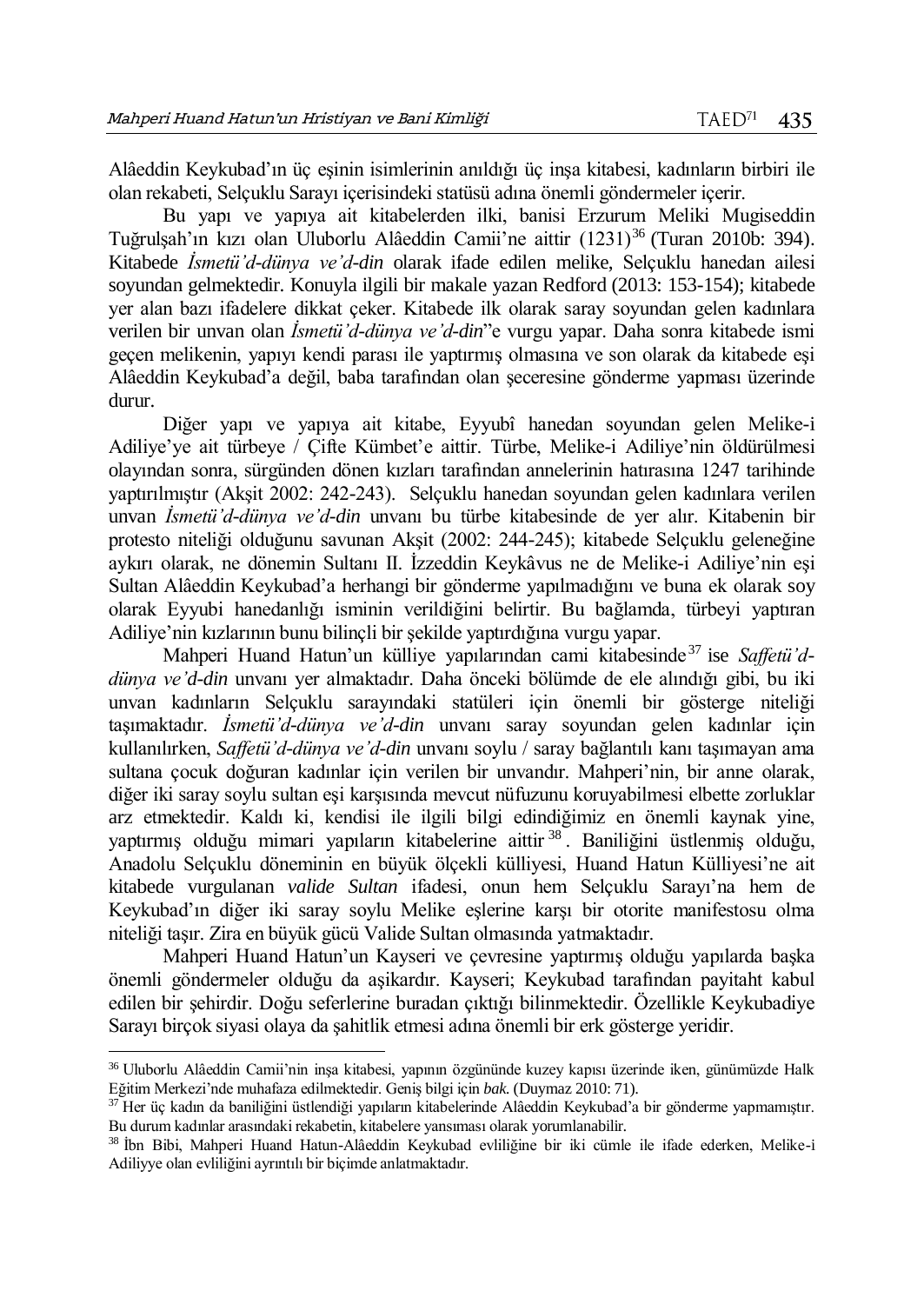Alâeddin Keykubad'ın üç eşinin isimlerinin anıldığı üç inşa kitabesi, kadınların birbiri ile olan rekabeti, Selçuklu Sarayı içerisindeki statüsü adına önemli göndermeler içerir.

Bu yapı ve yapıya ait kitabelerden ilki, banisi Erzurum Meliki Mugiseddin Tuğrulşah'ın kızı olan Uluborlu Alâeddin Camii'ne aittir (1231)[36] (Turan 2010b: 394). Kitabede *İsmetü'd-dünya ve'd-din* olarak ifade edilen melike, Selçuklu hanedan ailesi soyundan gelmektedir. Konuyla ilgili bir makale yazan Redford (2013: 153-154); kitabede yer alan bazı ifadelere dikkat çeker. Kitabede ilk olarak saray soyundan gelen kadınlara verilen bir unvan olan *İsmetü'd-dünya ve'd-din*"e vurgu yapar. Daha sonra kitabede ismi geçen melikenin, yapıyı kendi parası ile yaptırmış olmasına ve son olarak da kitabede eşi Alâeddin Keykubad'a değil, baba tarafından olan şeceresine gönderme yapması üzerinde durur.

Diğer yapı ve yapıya ait kitabe, Eyyubî hanedan soyundan gelen Melike-i Adiliye'ye ait türbeye / Çifte Kümbet'e aittir. Türbe, Melike-i Adiliye'nin öldürülmesi olayından sonra, sürgünden dönen kızları tarafından annelerinin hatırasına 1247 tarihinde yaptırılmıştır (Akşit 2002: 242-243). Selçuklu hanedan soyundan gelen kadınlara verilen unvan *İsmetü'd-dünya ve'd-din* unvanı bu türbe kitabesinde de yer alır. Kitabenin bir protesto niteliği olduğunu savunan Akşit (2002: 244-245); kitabede Selçuklu geleneğine aykırı olarak, ne dönemin Sultanı II. İzzeddin Keykâvus ne de Melike-i Adiliye'nin eşi Sultan Alâeddin Keykubad'a herhangi bir gönderme yapılmadığını ve buna ek olarak soy olarak Eyyubi hanedanlığı isminin verildiğini belirtir. Bu bağlamda, türbeyi yaptıran Adiliye'nin kızlarının bunu bilinçli bir şekilde yaptırdığına vurgu yapar.

Mahperi Huand Hatun'un külliye yapılarından cami kitabesinde[37] ise *Saffetü'd-dünya ve'd-din* unvanı yer almaktadır. Daha önceki bölümde de ele alındığı gibi, bu iki unvan kadınların Selçuklu sarayındaki statüleri için önemli bir gösterge niteliği taşımaktadır. *İsmetü'd-dünya ve'd-din* unvanı saray soyundan gelen kadınlar için kullanılırken, *Saffetü'd-dünya ve'd-din* unvanı soylu / saray bağlantılı kanı taşımayan ama sultana çocuk doğuran kadınlar için verilen bir unvandır. Mahperi'nin, bir anne olarak, diğer iki saray soylu sultan eşi karşısında mevcut nüfuzunu koruyabilmesi elbette zorluklar arz etmektedir. Kaldı ki, kendisi ile ilgili bilgi edindiğimiz en önemli kaynak yine, yaptırmış olduğu mimari yapıların kitabelerine aittir[38]. Baniliğini üstlenmiş olduğu, Anadolu Selçuklu döneminin en büyük ölçekli külliyesi, Huand Hatun Külliyesi'ne ait kitabede vurgulanan *valide Sultan* ifadesi, onun hem Selçuklu Sarayı'na hem de Keykubad'ın diğer iki saray soylu Melike eşlerine karşı bir otorite manifestosu olma niteliği taşır. Zira en büyük gücü Valide Sultan olmasında yatmaktadır.

Mahperi Huand Hatun'un Kayseri ve çevresine yaptırmış olduğu yapılarda başka önemli göndermeler olduğu da aşikardır. Kayseri; Keykubad tarafından payitaht kabul edilen bir şehirdir. Doğu seferlerine buradan çıktığı bilinmektedir. Özellikle Keykubadiye Sarayı birçok siyasi olaya da şahitlik etmesi adına önemli bir erk gösterge yeridir.

---

[36] Uluborlu Alâeddin Camii'nin inşa kitabesi, yapının özgününde kuzey kapısı üzerinde iken, günümüzde Halk Eğitim Merkezi'nde muhafaza edilmektedir. Geniş bilgi için *bak.* (Duymaz 2010: 71).

[37] Her üç kadın da baniliğini üstlendiği yapıların kitabelerinde Alâeddin Keykubad'a bir gönderme yapmamıştır. Bu durum kadınlar arasındaki rekabetin, kitabelere yansıması olarak yorumlanabilir.

[38] İbn Bibi, Mahperi Huand Hatun-Alâeddin Keykubad evliliğine bir iki cümle ile ifade ederken, Melike-i Adiliyye olan evliliğini ayrıntılı bir biçimde anlatmaktadır.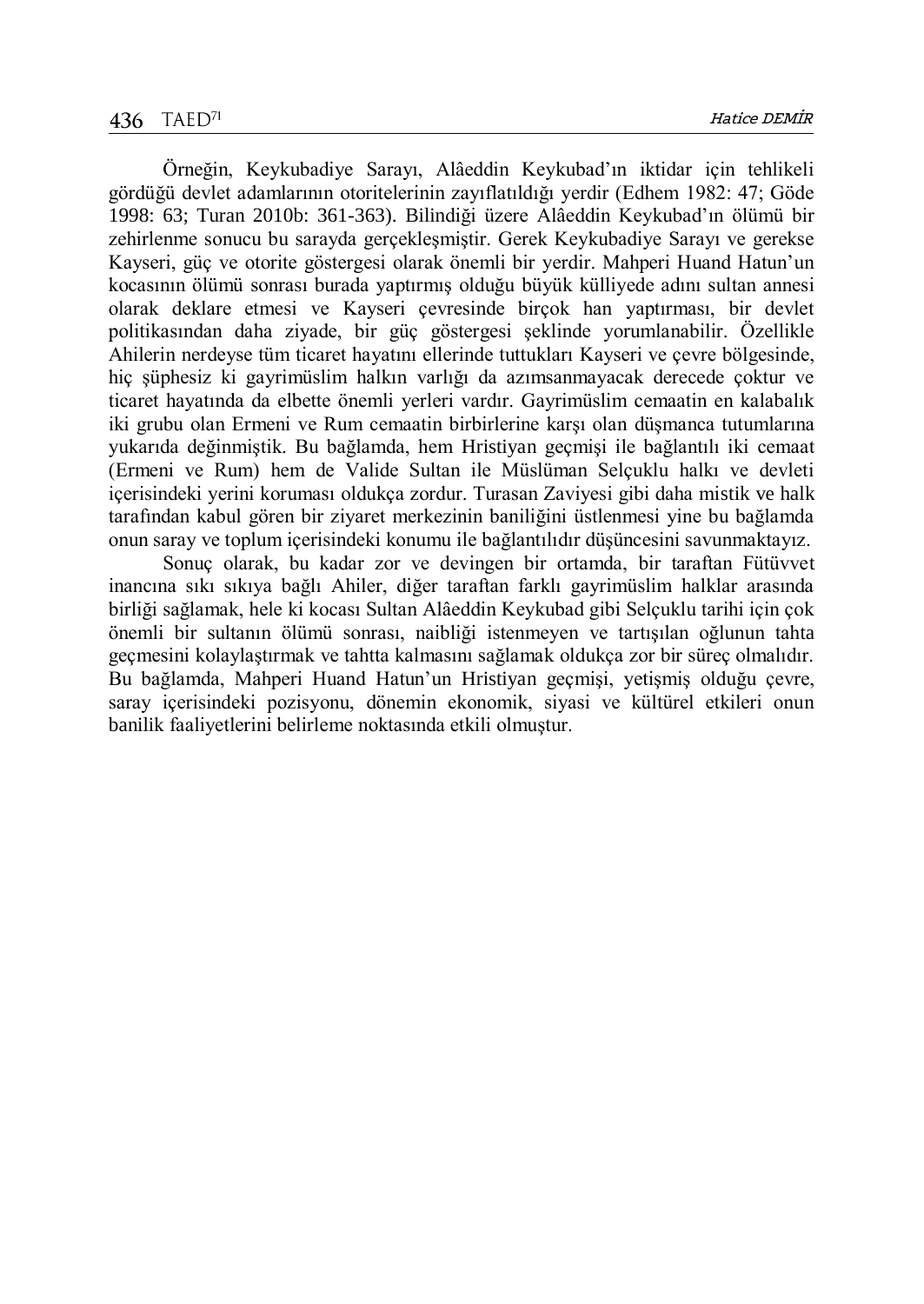Örneğin, Keykubadiye Sarayı, Alâeddin Keykubad'ın iktidar için tehlikeli gördüğü devlet adamlarının otoritelerinin zayıflatıldığı yerdir (Edhem 1982: 47; Göde 1998: 63; Turan 2010b: 361-363). Bilindiği üzere Alâeddin Keykubad'ın ölümü bir zehirlenme sonucu bu sarayda gerçekleşmiştir. Gerek Keykubadiye Sarayı ve gerekse Kayseri, güç ve otorite göstergesi olarak önemli bir yerdir. Mahperi Huand Hatun'un kocasının ölümü sonrası burada yaptırmış olduğu büyük külliyede adını sultan annesi olarak deklare etmesi ve Kayseri çevresinde birçok han yaptırması, bir devlet politikasından daha ziyade, bir güç göstergesi şeklinde yorumlanabilir. Özellikle Ahilerin nerdeyse tüm ticaret hayatını ellerinde tuttukları Kayseri ve çevre bölgesinde, hiç şüphesiz ki gayrimüslim halkın varlığı da azımsanmayacak derecede çoktur ve ticaret hayatında da elbette önemli yerleri vardır. Gayrimüslim cemaatin en kalabalık iki grubu olan Ermeni ve Rum cemaatin birbirlerine karşı olan düşmanca tutumlarına yukarıda değinmiştik. Bu bağlamda, hem Hristiyan geçmişi ile bağlantılı iki cemaat (Ermeni ve Rum) hem de Valide Sultan ile Müslüman Selçuklu halkı ve devleti içerisindeki yerini koruması oldukça zordur. Turasan Zaviyesi gibi daha mistik ve halk tarafından kabul gören bir ziyaret merkezinin baniliğini üstlenmesi yine bu bağlamda onun saray ve toplum içerisindeki konumu ile bağlantılıdır düşüncesini savunmaktayız.

Sonuç olarak, bu kadar zor ve devingen bir ortamda, bir taraftan Fütüvvet inancına sıkı sıkıya bağlı Ahiler, diğer taraftan farklı gayrimüslim halklar arasında birliği sağlamak, hele ki kocası Sultan Alâeddin Keykubad gibi Selçuklu tarihi için çok önemli bir sultanın ölümü sonrası, naibliği istenmeyen ve tartışılan oğlunun tahta geçmesini kolaylaştırmak ve tahtta kalmasını sağlamak oldukça zor bir süreç olmalıdır. Bu bağlamda, Mahperi Huand Hatun'un Hristiyan geçmişi, yetişmiş olduğu çevre, saray içerisindeki pozisyonu, dönemin ekonomik, siyasi ve kültürel etkileri onun banilik faaliyetlerini belirleme noktasında etkili olmuştur.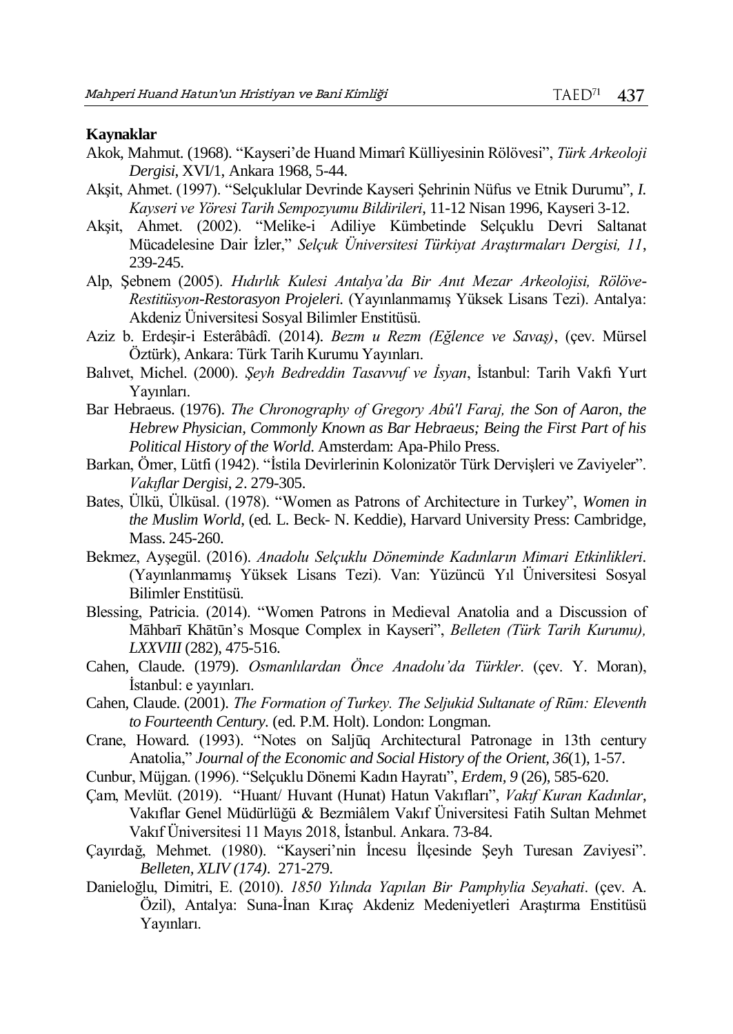**Kaynaklar**

Akok, Mahmut. (1968). "Kayseri'de Huand Mimarî Külliyesinin Rölövesi", *Türk Arkeoloji Dergisi*, XVI/1, Ankara 1968, 5-44.

Akşit, Ahmet. (1997). "Selçuklular Devrinde Kayseri Şehrinin Nüfus ve Etnik Durumu", *I. Kayseri ve Yöresi Tarih Sempozyumu Bildirileri*, 11-12 Nisan 1996, Kayseri 3-12.

Akşit, Ahmet. (2002). "Melike-i Adiliye Kümbetinde Selçuklu Devri Saltanat Mücadelesine Dair İzler," *Selçuk Üniversitesi Türkiyat Araştırmaları Dergisi, 11*, 239-245.

Alp, Şebnem (2005). *Hıdırlık Kulesi Antalya'da Bir Anıt Mezar Arkeolojisi, Rölöve-Restitüsyon-Restorasyon Projeleri.* (Yayınlanmamış Yüksek Lisans Tezi). Antalya: Akdeniz Üniversitesi Sosyal Bilimler Enstitüsü.

Aziz b. Erdeşir-i Esterâbâdî. (2014). *Bezm u Rezm (Eğlence ve Savaş)*, (çev. Mürsel Öztürk), Ankara: Türk Tarih Kurumu Yayınları.

Balıvet, Michel. (2000). *Şeyh Bedreddin Tasavvuf ve İsyan*, İstanbul: Tarih Vakfı Yurt Yayınları.

Bar Hebraeus. (1976). *The Chronography of Gregory Abû'l Faraj, the Son of Aaron, the Hebrew Physician, Commonly Known as Bar Hebraeus; Being the First Part of his Political History of the World*. Amsterdam: Apa-Philo Press.

Barkan, Ömer, Lütfi (1942). "İstila Devirlerinin Kolonizatör Türk Dervişleri ve Zaviyeler". *Vakıflar Dergisi*, *2*. 279-305.

Bates, Ülkü, Ülküsal. (1978). "Women as Patrons of Architecture in Turkey", *Women in the Muslim World*, (ed. L. Beck- N. Keddie), Harvard University Press: Cambridge, Mass. 245-260.

Bekmez, Ayşegül. (2016). *Anadolu Selçuklu Döneminde Kadınların Mimari Etkinlikleri*. (Yayınlanmamış Yüksek Lisans Tezi). Van: Yüzüncü Yıl Üniversitesi Sosyal Bilimler Enstitüsü.

Blessing, Patricia. (2014). "Women Patrons in Medieval Anatolia and a Discussion of Māhbarī Khātūn's Mosque Complex in Kayseri", *Belleten (Türk Tarih Kurumu), LXXVIII* (282), 475-516.

Cahen, Claude. (1979). *Osmanlılardan Önce Anadolu'da Türkler*. (çev. Y. Moran), İstanbul: e yayınları.

Cahen, Claude. (2001). *The Formation of Turkey. The Seljukid Sultanate of Rūm: Eleventh to Fourteenth Century*. (ed. P.M. Holt). London: Longman.

Crane, Howard. (1993). "Notes on Saljūq Architectural Patronage in 13th century Anatolia," *Journal of the Economic and Social History of the Orient, 36*(1), 1-57.

Cunbur, Müjgan. (1996). "Selçuklu Dönemi Kadın Hayratı", *Erdem*, *9* (26), 585-620.

Çam, Mevlüt. (2019). "Huant/ Huvant (Hunat) Hatun Vakıfları", *Vakıf Kuran Kadınlar*, Vakıflar Genel Müdürlüğü & Bezmiâlem Vakıf Üniversitesi Fatih Sultan Mehmet Vakıf Üniversitesi 11 Mayıs 2018, İstanbul. Ankara. 73-84.

Çayırdağ, Mehmet. (1980). "Kayseri'nin İncesu İlçesinde Şeyh Turesan Zaviyesi". *Belleten, XLIV (174)*. 271-279.

Danieloğlu, Dimitri, E. (2010). *1850 Yılında Yapılan Bir Pamphylia Seyahati*. (çev. A. Özil), Antalya: Suna-İnan Kıraç Akdeniz Medeniyetleri Araştırma Enstitüsü Yayınları.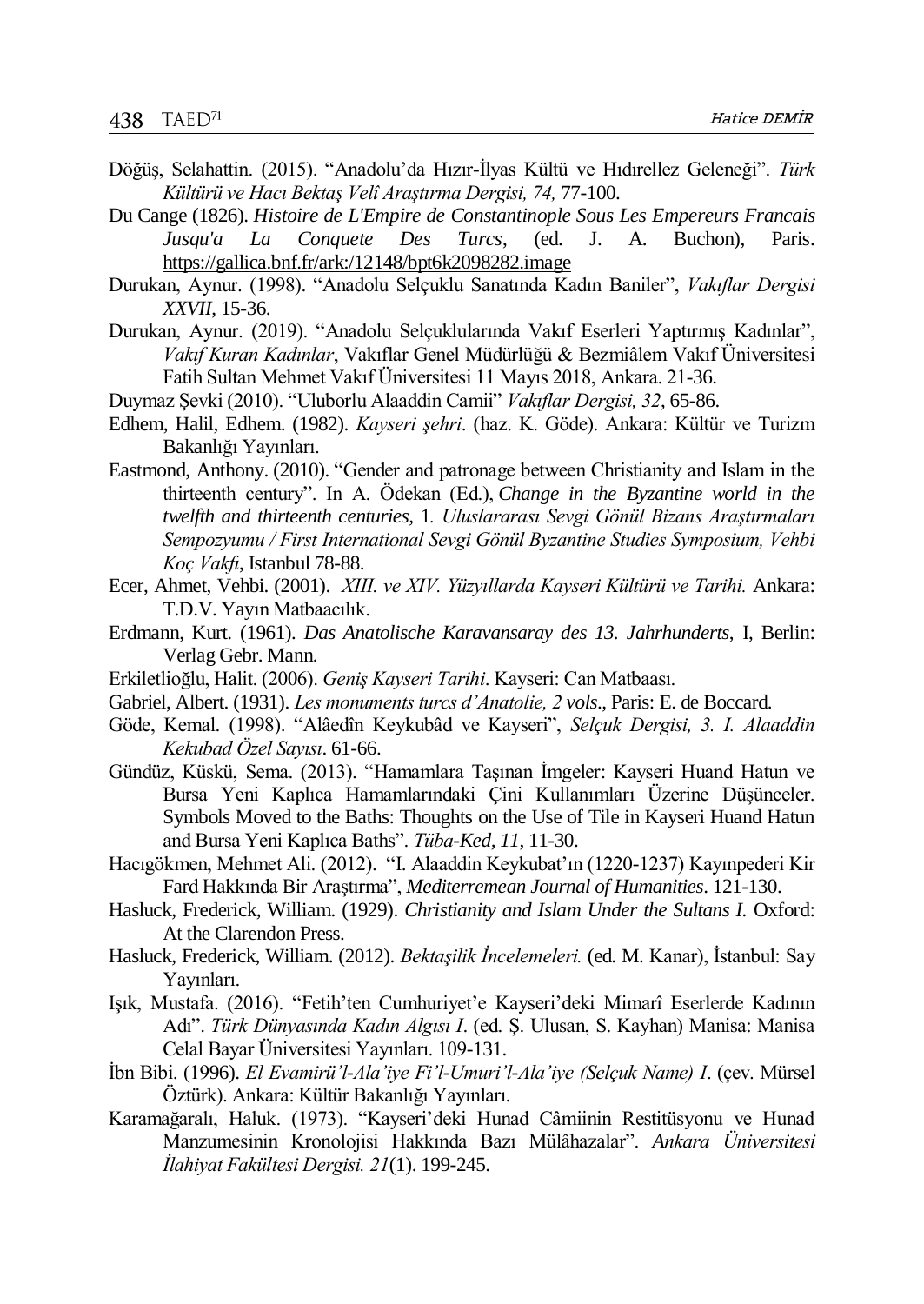Döğüş, Selahattin. (2015). "Anadolu'da Hızır-İlyas Kültü ve Hıdırellez Geleneği". *Türk Kültürü ve Hacı Bektaş Velî Araştırma Dergisi, 74,* 77-100.

Du Cange (1826). *Histoire de L'Empire de Constantinople Sous Les Empereurs Francais Jusqu'a La Conquete Des Turcs*, (ed. J. A. Buchon), Paris. https://gallica.bnf.fr/ark:/12148/bpt6k2098282.image

Durukan, Aynur. (1998). "Anadolu Selçuklu Sanatında Kadın Baniler", *Vakıflar Dergisi XXVII*, 15-36.

Durukan, Aynur. (2019). "Anadolu Selçuklularında Vakıf Eserleri Yaptırmış Kadınlar", *Vakıf Kuran Kadınlar*, Vakıflar Genel Müdürlüğü & Bezmiâlem Vakıf Üniversitesi Fatih Sultan Mehmet Vakıf Üniversitesi 11 Mayıs 2018, Ankara. 21-36.

Duymaz Şevki (2010). "Uluborlu Alaaddin Camii" *Vakıflar Dergisi, 32*, 65-86.

Edhem, Halil, Edhem. (1982). *Kayseri şehri*. (haz. K. Göde). Ankara: Kültür ve Turizm Bakanlığı Yayınları.

Eastmond, Anthony. (2010). "Gender and patronage between Christianity and Islam in the thirteenth century". In A. Ödekan (Ed.), *Change in the Byzantine world in the twelfth and thirteenth centuries,* 1*. Uluslararası Sevgi Gönül Bizans Araştırmaları Sempozyumu / First International Sevgi Gönül Byzantine Studies Symposium, Vehbi Koç Vakfı*, Istanbul 78-88.

Ecer, Ahmet, Vehbi. (2001). *XIII. ve XIV. Yüzyıllarda Kayseri Kültürü ve Tarihi.* Ankara: T.D.V. Yayın Matbaacılık.

Erdmann, Kurt. (1961). *Das Anatolische Karavansaray des 13. Jahrhunderts*, I, Berlin: Verlag Gebr. Mann.

Erkiletlioğlu, Halit. (2006). *Geniş Kayseri Tarihi*. Kayseri: Can Matbaası.

Gabriel, Albert. (1931). *Les monuments turcs d'Anatolie, 2 vols*., Paris: E. de Boccard.

Göde, Kemal. (1998). "Alâedîn Keykubâd ve Kayseri", *Selçuk Dergisi, 3. I. Alaaddin Kekubad Özel Sayısı*. 61-66.

Gündüz, Küskü, Sema. (2013). "Hamamlara Taşınan İmgeler: Kayseri Huand Hatun ve Bursa Yeni Kaplıca Hamamlarındaki Çini Kullanımları Üzerine Düşünceler. Symbols Moved to the Baths: Thoughts on the Use of Tile in Kayseri Huand Hatun and Bursa Yeni Kaplıca Baths". *Tüba-Ked, 11*, 11-30.

Hacıgökmen, Mehmet Ali. (2012). "I. Alaaddin Keykubat'ın (1220-1237) Kayınpederi Kir Fard Hakkında Bir Araştırma", *Mediterremean Journal of Humanities*. 121-130.

Hasluck, Frederick, William. (1929). *Christianity and Islam Under the Sultans I.* Oxford: At the Clarendon Press.

Hasluck, Frederick, William. (2012). *Bektaşilik İncelemeleri.* (ed. M. Kanar), İstanbul: Say Yayınları.

Işık, Mustafa. (2016). "Fetih'ten Cumhuriyet'e Kayseri'deki Mimarî Eserlerde Kadının Adı". *Türk Dünyasında Kadın Algısı I*. (ed. Ş. Ulusan, S. Kayhan) Manisa: Manisa Celal Bayar Üniversitesi Yayınları. 109-131.

İbn Bibi. (1996). *El Evamirü'l-Ala'iye Fi'l-Umuri'l-Ala'iye (Selçuk Name) I*. (çev. Mürsel Öztürk). Ankara: Kültür Bakanlığı Yayınları.

Karamağaralı, Haluk. (1973). "Kayseri'deki Hunad Câmiinin Restitüsyonu ve Hunad Manzumesinin Kronolojisi Hakkında Bazı Mülâhazalar". *Ankara Üniversitesi İlahiyat Fakültesi Dergisi. 21*(1). 199-245.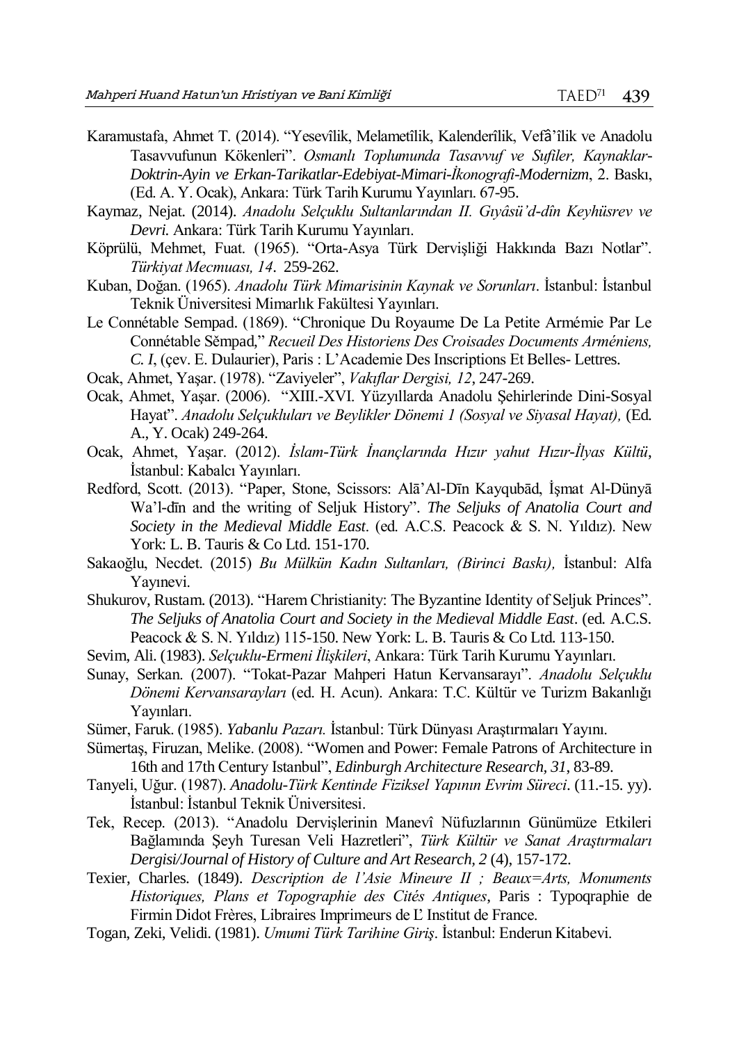Karamustafa, Ahmet T. (2014). "Yesevîlik, Melametîlik, Kalenderîlik, Vefâ'îlik ve Anadolu Tasavvufunun Kökenleri". *Osmanlı Toplumunda Tasavvuf ve Sufiler, Kaynaklar-Doktrin-Ayin ve Erkan-Tarikatlar-Edebiyat-Mimari-İkonografi-Modernizm*, 2. Baskı, (Ed. A. Y. Ocak), Ankara: Türk Tarih Kurumu Yayınları. 67-95.

Kaymaz, Nejat. (2014). *Anadolu Selçuklu Sultanlarından II. Gıyâsü'd-dîn Keyhüsrev ve Devri*. Ankara: Türk Tarih Kurumu Yayınları.

Köprülü, Mehmet, Fuat. (1965). "Orta-Asya Türk Dervişliği Hakkında Bazı Notlar". *Türkiyat Mecmuası, 14*. 259-262.

Kuban, Doğan. (1965). *Anadolu Türk Mimarisinin Kaynak ve Sorunları*. İstanbul: İstanbul Teknik Üniversitesi Mimarlık Fakültesi Yayınları.

Le Connétable Sempad. (1869). "Chronique Du Royaume De La Petite Armémie Par Le Connétable Sĕmpad," *Recueil Des Historiens Des Croisades Documents Arméniens, C. I*, (çev. E. Dulaurier), Paris : L'Academie Des Inscriptions Et Belles- Lettres.

Ocak, Ahmet, Yaşar. (1978). "Zaviyeler", *Vakıflar Dergisi, 12*, 247-269.

Ocak, Ahmet, Yaşar. (2006). "XIII.-XVI. Yüzyıllarda Anadolu Şehirlerinde Dini-Sosyal Hayat". *Anadolu Selçukluları ve Beylikler Dönemi 1 (Sosyal ve Siyasal Hayat),* (Ed. A., Y. Ocak) 249-264.

Ocak, Ahmet, Yaşar. (2012). *İslam-Türk İnançlarında Hızır yahut Hızır-İlyas Kültü*, İstanbul: Kabalcı Yayınları.

Redford, Scott. (2013). "Paper, Stone, Scissors: Alā'Al-Dīn Kayqubād, İşmat Al-Dünyā Wa'l-dīn and the writing of Seljuk History". *The Seljuks of Anatolia Court and Society in the Medieval Middle East*. (ed. A.C.S. Peacock & S. N. Yıldız). New York: L. B. Tauris & Co Ltd. 151-170.

Sakaoğlu, Necdet. (2015) *Bu Mülkün Kadın Sultanları, (Birinci Baskı),* İstanbul: Alfa Yayınevi.

Shukurov, Rustam. (2013). "Harem Christianity: The Byzantine Identity of Seljuk Princes". *The Seljuks of Anatolia Court and Society in the Medieval Middle East*. (ed. A.C.S. Peacock & S. N. Yıldız) 115-150. New York: L. B. Tauris & Co Ltd. 113-150.

Sevim, Ali. (1983). *Selçuklu-Ermeni İlişkileri*, Ankara: Türk Tarih Kurumu Yayınları.

Sunay, Serkan. (2007). "Tokat-Pazar Mahperi Hatun Kervansarayı". *Anadolu Selçuklu Dönemi Kervansarayları* (ed. H. Acun). Ankara: T.C. Kültür ve Turizm Bakanlığı Yayınları.

Sümer, Faruk. (1985). *Yabanlu Pazarı.* İstanbul: Türk Dünyası Araştırmaları Yayını.

Sümertaş, Firuzan, Melike. (2008). "Women and Power: Female Patrons of Architecture in 16th and 17th Century Istanbul", *Edinburgh Architecture Research, 31*, 83-89.

Tanyeli, Uğur. (1987). *Anadolu-Türk Kentinde Fiziksel Yapının Evrim Süreci*. (11.-15. yy). İstanbul: İstanbul Teknik Üniversitesi.

Tek, Recep. (2013). "Anadolu Dervişlerinin Manevî Nüfuzlarının Günümüze Etkileri Bağlamında Şeyh Turesan Veli Hazretleri", *Türk Kültür ve Sanat Araştırmaları Dergisi/Journal of History of Culture and Art Research, 2* (4), 157-172.

Texier, Charles. (1849). *Description de l'Asie Mineure II ; Beaux=Arts, Monuments Historiques, Plans et Topographie des Cités Antiques*, Paris : Typoqraphie de Firmin Didot Frères, Libraires Imprimeurs de L' Institut de France.

Togan, Zeki, Velidi. (1981). *Umumi Türk Tarihine Giriş*. İstanbul: Enderun Kitabevi.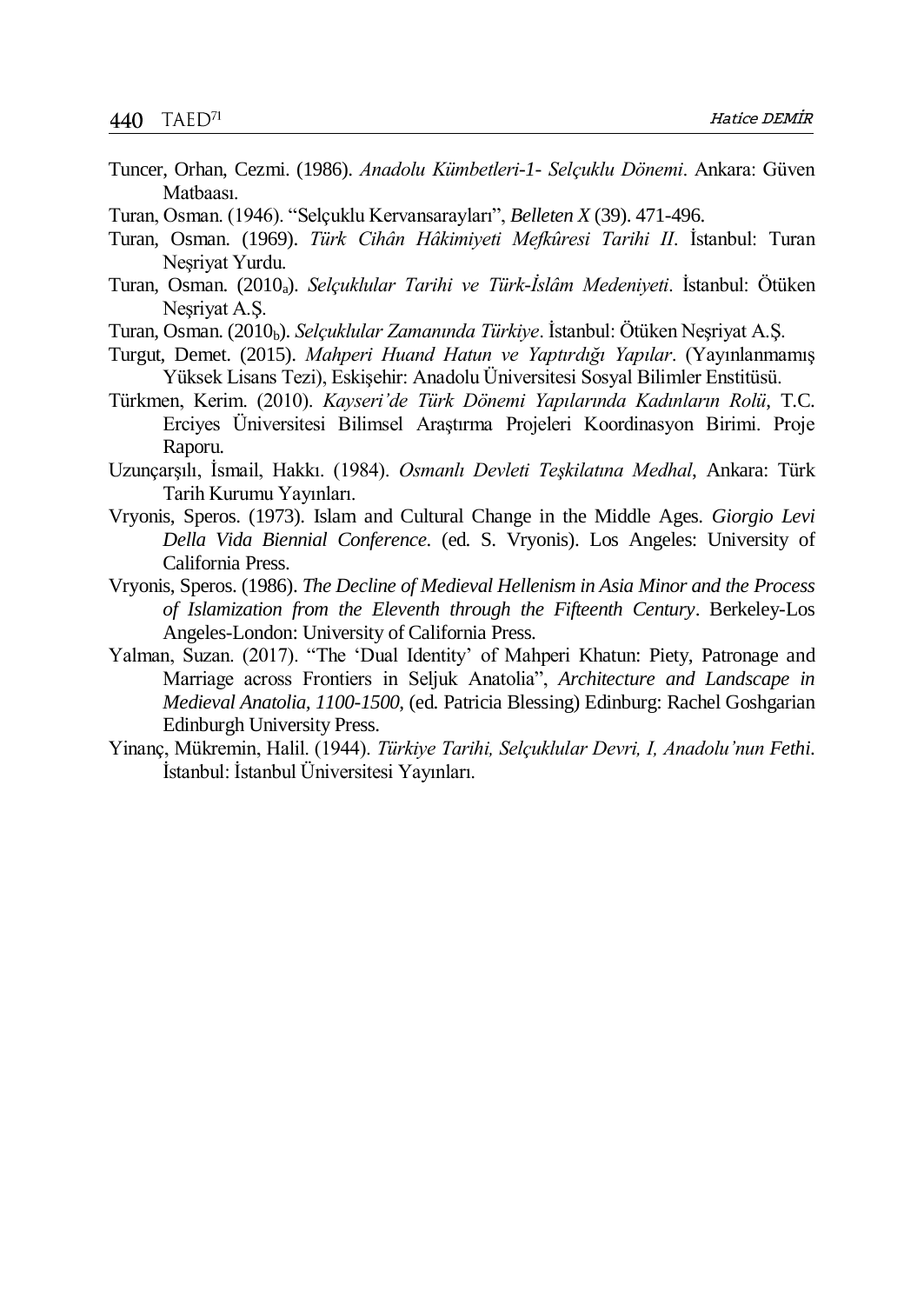Tuncer, Orhan, Cezmi. (1986). *Anadolu Kümbetleri-1- Selçuklu Dönemi*. Ankara: Güven Matbaası.

Turan, Osman. (1946). "Selçuklu Kervansarayları", *Belleten X* (39). 471-496.

Turan, Osman. (1969). *Türk Cihân Hâkimiyeti Mefkûresi Tarihi II*. İstanbul: Turan Neşriyat Yurdu.

Turan, Osman. ($2010_a$). *Selçuklular Tarihi ve Türk-İslâm Medeniyeti*. İstanbul: Ötüken Neşriyat A.Ş.

Turan, Osman. ($2010_b$). *Selçuklular Zamanında Türkiye*. İstanbul: Ötüken Neşriyat A.Ş.

Turgut, Demet. (2015). *Mahperi Huand Hatun ve Yaptırdığı Yapılar*. (Yayınlanmamış Yüksek Lisans Tezi), Eskişehir: Anadolu Üniversitesi Sosyal Bilimler Enstitüsü.

Türkmen, Kerim. (2010). *Kayseri'de Türk Dönemi Yapılarında Kadınların Rolü*, T.C. Erciyes Üniversitesi Bilimsel Araştırma Projeleri Koordinasyon Birimi. Proje Raporu.

Uzunçarşılı, İsmail, Hakkı. (1984). *Osmanlı Devleti Teşkilatına Medhal*, Ankara: Türk Tarih Kurumu Yayınları.

Vryonis, Speros. (1973). Islam and Cultural Change in the Middle Ages. *Giorgio Levi Della Vida Biennial Conference*. (ed. S. Vryonis). Los Angeles: University of California Press.

Vryonis, Speros. (1986). *The Decline of Medieval Hellenism in Asia Minor and the Process of Islamization from the Eleventh through the Fifteenth Century*. Berkeley-Los Angeles-London: University of California Press.

Yalman, Suzan. (2017). "The 'Dual Identity' of Mahperi Khatun: Piety, Patronage and Marriage across Frontiers in Seljuk Anatolia", *Architecture and Landscape in Medieval Anatolia, 1100-1500*, (ed. Patricia Blessing) Edinburg: Rachel Goshgarian Edinburgh University Press.

Yinanç, Mükremin, Halil. (1944). *Türkiye Tarihi, Selçuklular Devri, I, Anadolu'nun Fethi*. İstanbul: İstanbul Üniversitesi Yayınları.